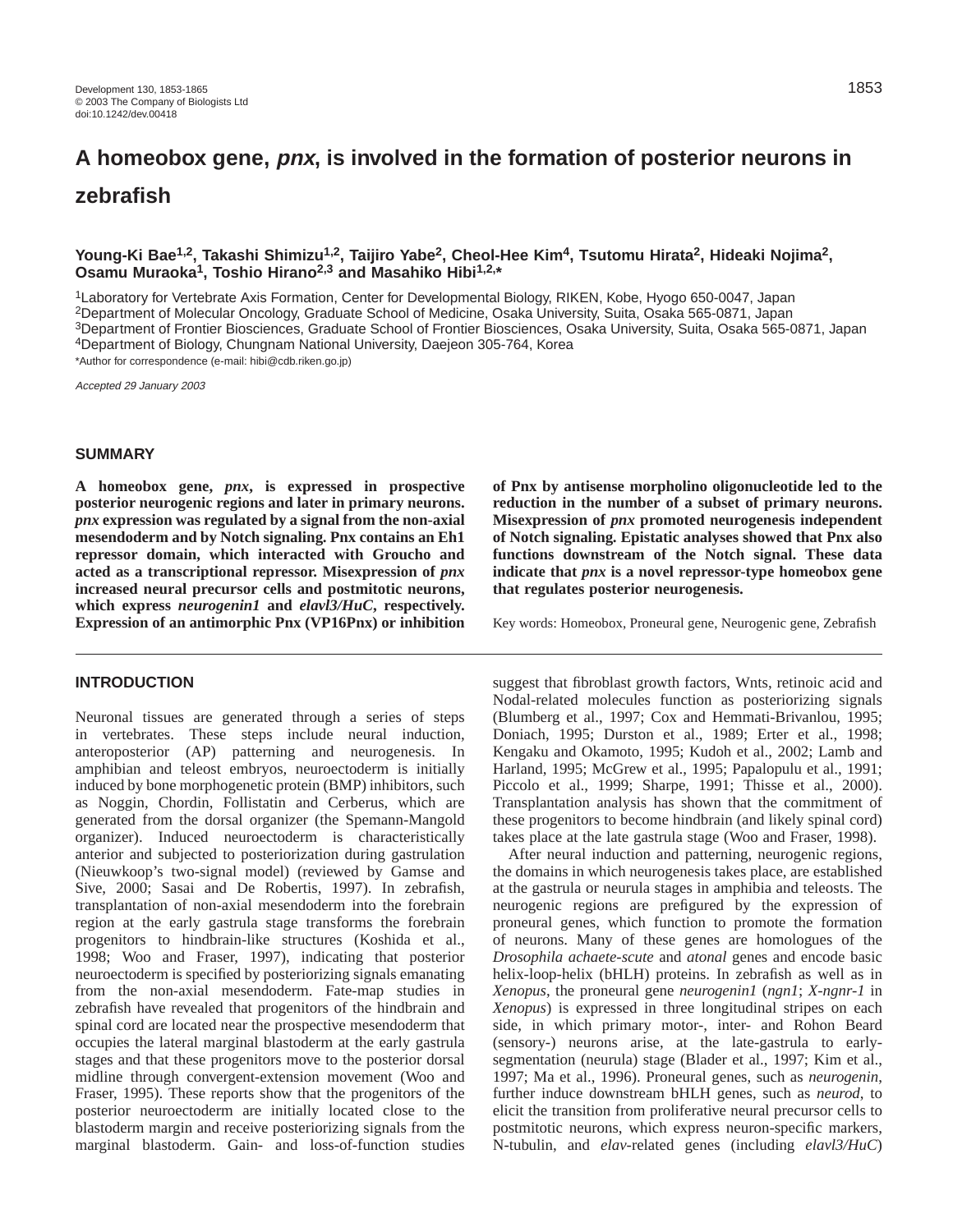# A homeobox gene, *pnx*, is involved in the formation of posterior neurons in zebrafish

**Young-Ki Bae[1,2], Takashi Shimizu[1,2], Taijiro Yabe[2], Cheol-Hee Kim[4], Tsutomu Hirata[2], Hideaki Nojima[2], Osamu Muraoka[1], Toshio Hirano[2,3] and Masahiko Hibi[1,2,*]**

[1]Laboratory for Vertebrate Axis Formation, Center for Developmental Biology, RIKEN, Kobe, Hyogo 650-0047, Japan
[2]Department of Molecular Oncology, Graduate School of Medicine, Osaka University, Suita, Osaka 565-0871, Japan
[3]Department of Frontier Biosciences, Graduate School of Frontier Biosciences, Osaka University, Suita, Osaka 565-0871, Japan
[4]Department of Biology, Chungnam National University, Daejeon 305-764, Korea
*Author for correspondence (e-mail: hibi@cdb.riken.go.jp)

*Accepted 29 January 2003*

## SUMMARY

**A homeobox gene, *pnx*, is expressed in prospective posterior neurogenic regions and later in primary neurons. *pnx* expression was regulated by a signal from the non-axial mesendoderm and by Notch signaling. Pnx contains an Eh1 repressor domain, which interacted with Groucho and acted as a transcriptional repressor. Misexpression of *pnx* increased neural precursor cells and postmitotic neurons, which express *neurogenin1* and *elavl3/HuC*, respectively. Expression of an antimorphic Pnx (VP16Pnx) or inhibition of Pnx by antisense morpholino oligonucleotide led to the reduction in the number of a subset of primary neurons. Misexpression of *pnx* promoted neurogenesis independent of Notch signaling. Epistatic analyses showed that Pnx also functions downstream of the Notch signal. These data indicate that *pnx* is a novel repressor-type homeobox gene that regulates posterior neurogenesis.**

Key words: Homeobox, Proneural gene, Neurogenic gene, Zebrafish

## INTRODUCTION

Neuronal tissues are generated through a series of steps in vertebrates. These steps include neural induction, anteroposterior (AP) patterning and neurogenesis. In amphibian and teleost embryos, neuroectoderm is initially induced by bone morphogenetic protein (BMP) inhibitors, such as Noggin, Chordin, Follistatin and Cerberus, which are generated from the dorsal organizer (the Spemann-Mangold organizer). Induced neuroectoderm is characteristically anterior and subjected to posteriorization during gastrulation (Nieuwkoop's two-signal model) (reviewed by Gamse and Sive, 2000; Sasai and De Robertis, 1997). In zebrafish, transplantation of non-axial mesendoderm into the forebrain region at the early gastrula stage transforms the forebrain progenitors to hindbrain-like structures (Koshida et al., 1998; Woo and Fraser, 1997), indicating that posterior neuroectoderm is specified by posteriorizing signals emanating from the non-axial mesendoderm. Fate-map studies in zebrafish have revealed that progenitors of the hindbrain and spinal cord are located near the prospective mesendoderm that occupies the lateral marginal blastoderm at the early gastrula stages and that these progenitors move to the posterior dorsal midline through convergent-extension movement (Woo and Fraser, 1995). These reports show that the progenitors of the posterior neuroectoderm are initially located close to the blastoderm margin and receive posteriorizing signals from the marginal blastoderm. Gain- and loss-of-function studies suggest that fibroblast growth factors, Wnts, retinoic acid and Nodal-related molecules function as posteriorizing signals (Blumberg et al., 1997; Cox and Hemmati-Brivanlou, 1995; Doniach, 1995; Durston et al., 1989; Erter et al., 1998; Kengaku and Okamoto, 1995; Kudoh et al., 2002; Lamb and Harland, 1995; McGrew et al., 1995; Papalopulu et al., 1991; Piccolo et al., 1999; Sharpe, 1991; Thisse et al., 2000). Transplantation analysis has shown that the commitment of these progenitors to become hindbrain (and likely spinal cord) takes place at the late gastrula stage (Woo and Fraser, 1998).

After neural induction and patterning, neurogenic regions, the domains in which neurogenesis takes place, are established at the gastrula or neurula stages in amphibia and teleosts. The neurogenic regions are prefigured by the expression of proneural genes, which function to promote the formation of neurons. Many of these genes are homologues of the *Drosophila achaete-scute* and *atonal* genes and encode basic helix-loop-helix (bHLH) proteins. In zebrafish as well as in *Xenopus*, the proneural gene *neurogenin1* (*ngn1*; *X-ngnr-1* in *Xenopus*) is expressed in three longitudinal stripes on each side, in which primary motor-, inter- and Rohon Beard (sensory-) neurons arise, at the late-gastrula to early-segmentation (neurula) stage (Blader et al., 1997; Kim et al., 1997; Ma et al., 1996). Proneural genes, such as *neurogenin*, further induce downstream bHLH genes, such as *neurod*, to elicit the transition from proliferative neural precursor cells to postmitotic neurons, which express neuron-specific markers, N-tubulin, and *elav*-related genes (including *elavl3/HuC*)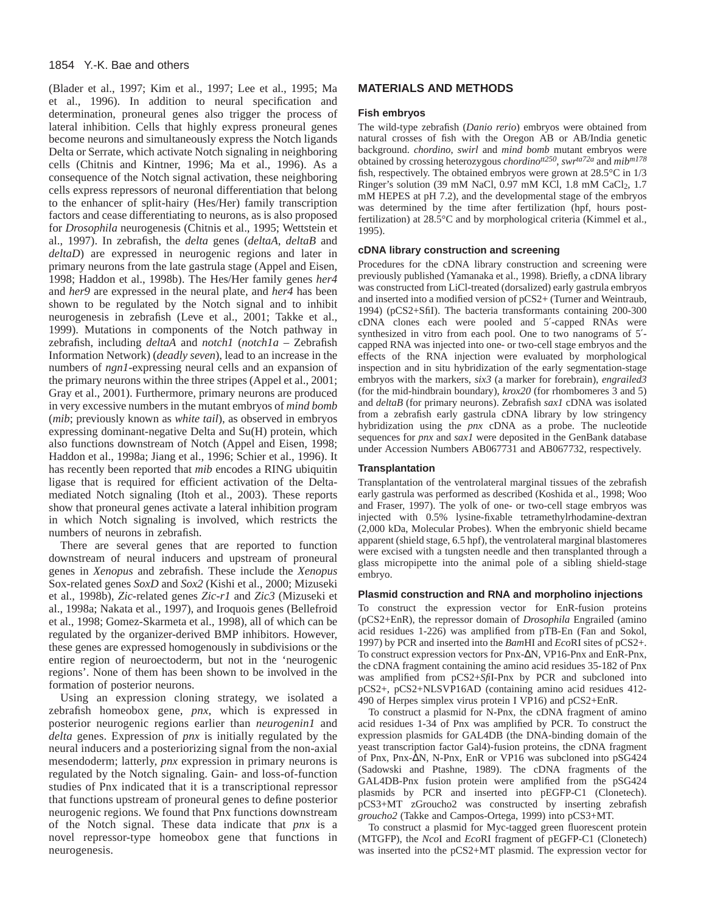(Blader et al., 1997; Kim et al., 1997; Lee et al., 1995; Ma et al., 1996). In addition to neural specification and determination, proneural genes also trigger the process of lateral inhibition. Cells that highly express proneural genes become neurons and simultaneously express the Notch ligands Delta or Serrate, which activate Notch signaling in neighboring cells (Chitnis and Kintner, 1996; Ma et al., 1996). As a consequence of the Notch signal activation, these neighboring cells express repressors of neuronal differentiation that belong to the enhancer of split-hairy (Hes/Her) family transcription factors and cease differentiating to neurons, as is also proposed for *Drosophila* neurogenesis (Chitnis et al., 1995; Wettstein et al., 1997). In zebrafish, the *delta* genes (*deltaA*, *deltaB* and *deltaD*) are expressed in neurogenic regions and later in primary neurons from the late gastrula stage (Appel and Eisen, 1998; Haddon et al., 1998b). The Hes/Her family genes *her4* and *her9* are expressed in the neural plate, and *her4* has been shown to be regulated by the Notch signal and to inhibit neurogenesis in zebrafish (Leve et al., 2001; Takke et al., 1999). Mutations in components of the Notch pathway in zebrafish, including *deltaA* and *notch1* (*notch1a* – Zebrafish Information Network) (*deadly seven*), lead to an increase in the numbers of *ngn1*-expressing neural cells and an expansion of the primary neurons within the three stripes (Appel et al., 2001; Gray et al., 2001). Furthermore, primary neurons are produced in very excessive numbers in the mutant embryos of *mind bomb* (*mib*; previously known as *white tail*), as observed in embryos expressing dominant-negative Delta and Su(H) protein, which also functions downstream of Notch (Appel and Eisen, 1998; Haddon et al., 1998a; Jiang et al., 1996; Schier et al., 1996). It has recently been reported that *mib* encodes a RING ubiquitin ligase that is required for efficient activation of the Delta-mediated Notch signaling (Itoh et al., 2003). These reports show that proneural genes activate a lateral inhibition program in which Notch signaling is involved, which restricts the numbers of neurons in zebrafish.

There are several genes that are reported to function downstream of neural inducers and upstream of proneural genes in *Xenopus* and zebrafish. These include the *Xenopus* Sox-related genes *SoxD* and *Sox2* (Kishi et al., 2000; Mizuseki et al., 1998b), *Zic*-related genes *Zic-r1* and *Zic3* (Mizuseki et al., 1998a; Nakata et al., 1997), and Iroquois genes (Bellefroid et al., 1998; Gomez-Skarmeta et al., 1998), all of which can be regulated by the organizer-derived BMP inhibitors. However, these genes are expressed homogenously in subdivisions or the entire region of neuroectoderm, but not in the 'neurogenic regions'. None of them has been shown to be involved in the formation of posterior neurons.

Using an expression cloning strategy, we isolated a zebrafish homeobox gene, *pnx*, which is expressed in posterior neurogenic regions earlier than *neurogenin1* and *delta* genes. Expression of *pnx* is initially regulated by the neural inducers and a posteriorizing signal from the non-axial mesendoderm; latterly, *pnx* expression in primary neurons is regulated by the Notch signaling. Gain- and loss-of-function studies of Pnx indicated that it is a transcriptional repressor that functions upstream of proneural genes to define posterior neurogenic regions. We found that Pnx functions downstream of the Notch signal. These data indicate that *pnx* is a novel repressor-type homeobox gene that functions in neurogenesis.

## MATERIALS AND METHODS

### Fish embryos

The wild-type zebrafish (*Danio rerio*) embryos were obtained from natural crosses of fish with the Oregon AB or AB/India genetic background. *chordino*, *swirl* and *mind bomb* mutant embryos were obtained by crossing heterozygous *chordino*$^{tt250}$, *swr*$^{ta72a}$ and *mib*$^{m178}$ fish, respectively. The obtained embryos were grown at 28.5°C in 1/3 Ringer's solution (39 mM NaCl, 0.97 mM KCl, 1.8 mM $CaCl_2$, 1.7 mM HEPES at pH 7.2), and the developmental stage of the embryos was determined by the time after fertilization (hpf, hours post-fertilization) at 28.5°C and by morphological criteria (Kimmel et al., 1995).

### cDNA library construction and screening

Procedures for the cDNA library construction and screening were previously published (Yamanaka et al., 1998). Briefly, a cDNA library was constructed from LiCl-treated (dorsalized) early gastrula embryos and inserted into a modified version of pCS2+ (Turner and Weintraub, 1994) (pCS2+SfiI). The bacteria transformants containing 200-300 cDNA clones each were pooled and 5′-capped RNAs were synthesized in vitro from each pool. One to two nanograms of 5′-capped RNA was injected into one- or two-cell stage embryos and the effects of the RNA injection were evaluated by morphological inspection and in situ hybridization of the early segmentation-stage embryos with the markers, *six3* (a marker for forebrain), *engrailed3* (for the mid-hindbrain boundary), *krox20* (for rhombomeres 3 and 5) and *deltaB* (for primary neurons). Zebrafish *sax1* cDNA was isolated from a zebrafish early gastrula cDNA library by low stringency hybridization using the *pnx* cDNA as a probe. The nucleotide sequences for *pnx* and *sax1* were deposited in the GenBank database under Accession Numbers AB067731 and AB067732, respectively.

### Transplantation

Transplantation of the ventrolateral marginal tissues of the zebrafish early gastrula was performed as described (Koshida et al., 1998; Woo and Fraser, 1997). The yolk of one- or two-cell stage embryos was injected with 0.5% lysine-fixable tetramethylrhodamine-dextran (2,000 kDa, Molecular Probes). When the embryonic shield became apparent (shield stage, 6.5 hpf), the ventrolateral marginal blastomeres were excised with a tungsten needle and then transplanted through a glass micropipette into the animal pole of a sibling shield-stage embryo.

### Plasmid construction and RNA and morpholino injections

To construct the expression vector for EnR-fusion proteins (pCS2+EnR), the repressor domain of *Drosophila* Engrailed (amino acid residues 1-226) was amplified from pTB-En (Fan and Sokol, 1997) by PCR and inserted into the *Bam*HI and *Eco*RI sites of pCS2+. To construct expression vectors for Pnx-ΔN, VP16-Pnx and EnR-Pnx, the cDNA fragment containing the amino acid residues 35-182 of Pnx was amplified from pCS2+*Sfi*I-Pnx by PCR and subcloned into pCS2+, pCS2+NLSVP16AD (containing amino acid residues 412-490 of Herpes simplex virus protein I VP16) and pCS2+EnR.

To construct a plasmid for N-Pnx, the cDNA fragment of amino acid residues 1-34 of Pnx was amplified by PCR. To construct the expression plasmids for GAL4DB (the DNA-binding domain of the yeast transcription factor Gal4)-fusion proteins, the cDNA fragment of Pnx, Pnx-ΔN, N-Pnx, EnR or VP16 was subcloned into pSG424 (Sadowski and Ptashne, 1989). The cDNA fragments of the GAL4DB-Pnx fusion protein were amplified from the pSG424 plasmids by PCR and inserted into pEGFP-C1 (Clonetech). pCS3+MT zGroucho2 was constructed by inserting zebrafish *groucho2* (Takke and Campos-Ortega, 1999) into pCS3+MT.

To construct a plasmid for Myc-tagged green fluorescent protein (MTGFP), the *Nco*I and *Eco*RI fragment of pEGFP-C1 (Clonetech) was inserted into the pCS2+MT plasmid. The expression vector for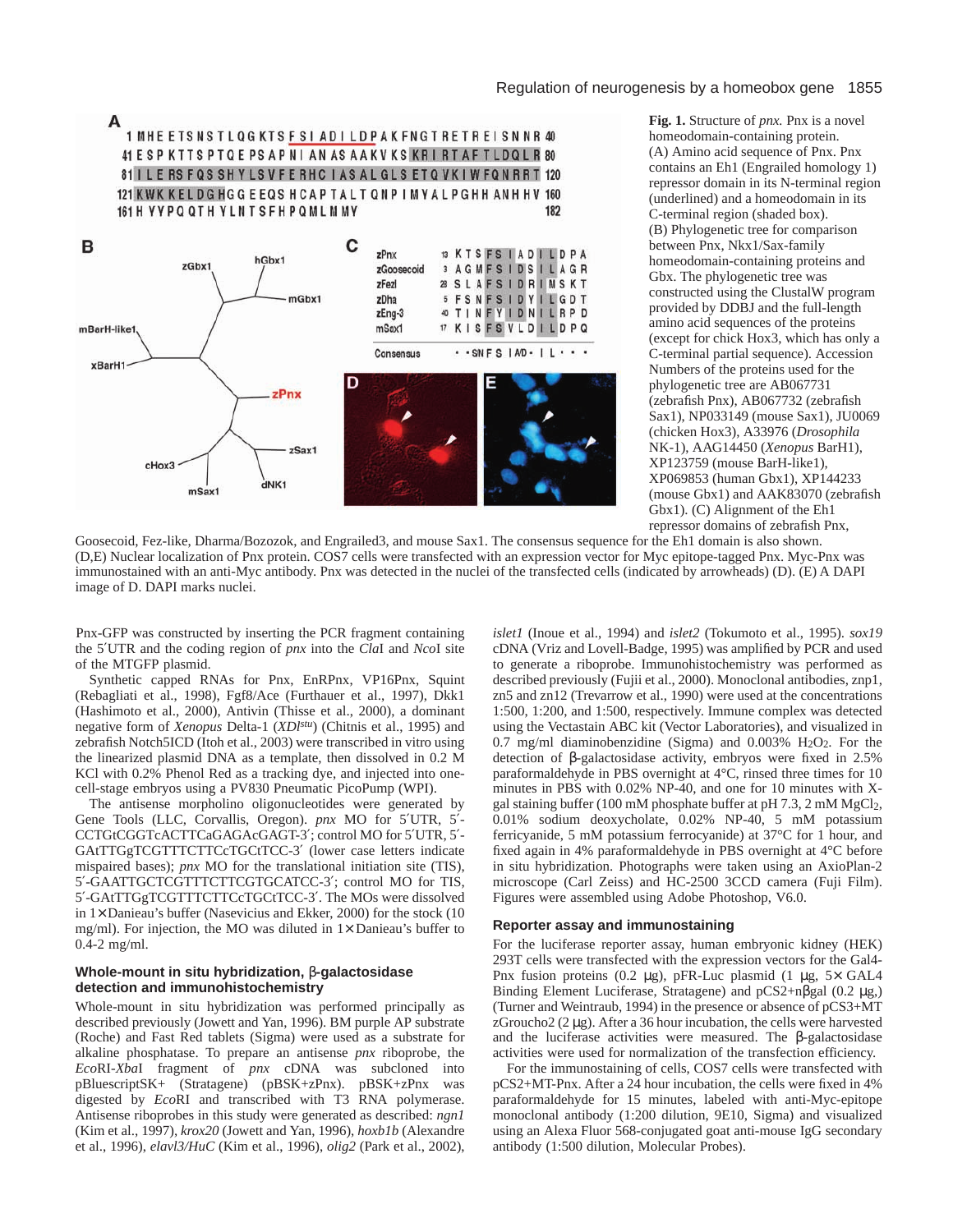**Fig. 1.** Structure of *pnx.* Pnx is a novel homeodomain-containing protein. (A) Amino acid sequence of Pnx. Pnx contains an Eh1 (Engrailed homology 1) repressor domain in its N-terminal region (underlined) and a homeodomain in its C-terminal region (shaded box). (B) Phylogenetic tree for comparison between Pnx, Nkx1/Sax-family homeodomain-containing proteins and Gbx. The phylogenetic tree was constructed using the ClustalW program provided by DDBJ and the full-length amino acid sequences of the proteins (except for chick Hox3, which has only a C-terminal partial sequence). Accession Numbers of the proteins used for the phylogenetic tree are AB067731 (zebrafish Pnx), AB067732 (zebrafish Sax1), NP033149 (mouse Sax1), JU0069 (chicken Hox3), A33976 (*Drosophila* NK-1), AAG14450 (*Xenopus* BarH1), XP123759 (mouse BarH-like1), XP069853 (human Gbx1), XP144233 (mouse Gbx1) and AAK83070 (zebrafish Gbx1). (C) Alignment of the Eh1 repressor domains of zebrafish Pnx, Goosecoid, Fez-like, Dharma/Bozozok, and Engrailed3, and mouse Sax1. The consensus sequence for the Eh1 domain is also shown. (D,E) Nuclear localization of Pnx protein. COS7 cells were transfected with an expression vector for Myc epitope-tagged Pnx. Myc-Pnx was immunostained with an anti-Myc antibody. Pnx was detected in the nuclei of the transfected cells (indicated by arrowheads) (D). (E) A DAPI image of D. DAPI marks nuclei.

Pnx-GFP was constructed by inserting the PCR fragment containing the 5′UTR and the coding region of *pnx* into the *Cla*I and *Nco*I site of the MTGFP plasmid.

Synthetic capped RNAs for Pnx, EnRPnx, VP16Pnx, Squint (Rebagliati et al., 1998), Fgf8/Ace (Furthauer et al., 1997), Dkk1 (Hashimoto et al., 2000), Antivin (Thisse et al., 2000), a dominant negative form of *Xenopus* Delta-1 (*XDl$^{stu}$*) (Chitnis et al., 1995) and zebrafish Notch5ICD (Itoh et al., 2003) were transcribed in vitro using the linearized plasmid DNA as a template, then dissolved in 0.2 M KCl with 0.2% Phenol Red as a tracking dye, and injected into one-cell-stage embryos using a PV830 Pneumatic PicoPump (WPI).

The antisense morpholino oligonucleotides were generated by Gene Tools (LLC, Corvallis, Oregon). *pnx* MO for 5′UTR, 5′-CCTGtCGGTcACTTCaGAGAcGAGT-3′; control MO for 5′UTR, 5′-GAtTTGgTCGTTTCTTCcTGCtTCC-3′ (lower case letters indicate mispaired bases); *pnx* MO for the translational initiation site (TIS), 5′-GAATTGCTCGTTTCTTCGTGCATCC-3′; control MO for TIS, 5′-GAtTTGgTCGTTTCTTCcTGCtTCC-3′. The MOs were dissolved in 1× Danieau's buffer (Nasevicius and Ekker, 2000) for the stock (10 mg/ml). For injection, the MO was diluted in 1× Danieau's buffer to 0.4-2 mg/ml.

### Whole-mount in situ hybridization, β-galactosidase detection and immunohistochemistry

Whole-mount in situ hybridization was performed principally as described previously (Jowett and Yan, 1996). BM purple AP substrate (Roche) and Fast Red tablets (Sigma) were used as a substrate for alkaline phosphatase. To prepare an antisense *pnx* riboprobe, the *Eco*RI-*Xba*I fragment of *pnx* cDNA was subcloned into pBluescriptSK+ (Stratagene) (pBSK+zPnx). pBSK+zPnx was digested by *Eco*RI and transcribed with T3 RNA polymerase. Antisense riboprobes in this study were generated as described: *ngn1* (Kim et al., 1997), *krox20* (Jowett and Yan, 1996), *hoxb1b* (Alexandre et al., 1996), *elavl3/HuC* (Kim et al., 1996), *olig2* (Park et al., 2002), *islet1* (Inoue et al., 1994) and *islet2* (Tokumoto et al., 1995). *sox19* cDNA (Vriz and Lovell-Badge, 1995) was amplified by PCR and used to generate a riboprobe. Immunohistochemistry was performed as described previously (Fujii et al., 2000). Monoclonal antibodies, znp1, zn5 and zn12 (Trevarrow et al., 1990) were used at the concentrations 1:500, 1:200, and 1:500, respectively. Immune complex was detected using the Vectastain ABC kit (Vector Laboratories), and visualized in 0.7 mg/ml diaminobenzidine (Sigma) and 0.003% $H_2O_2$. For the detection of β-galactosidase activity, embryos were fixed in 2.5% paraformaldehyde in PBS overnight at 4°C, rinsed three times for 10 minutes in PBS with 0.02% NP-40, and one for 10 minutes with X-gal staining buffer (100 mM phosphate buffer at pH 7.3, 2 mM $MgCl_2$, 0.01% sodium deoxycholate, 0.02% NP-40, 5 mM potassium ferricyanide, 5 mM potassium ferrocyanide) at 37°C for 1 hour, and fixed again in 4% paraformaldehyde in PBS overnight at 4°C before in situ hybridization. Photographs were taken using an AxioPlan-2 microscope (Carl Zeiss) and HC-2500 3CCD camera (Fuji Film). Figures were assembled using Adobe Photoshop, V6.0.

### Reporter assay and immunostaining

For the luciferase reporter assay, human embryonic kidney (HEK) 293T cells were transfected with the expression vectors for the Gal4-Pnx fusion proteins (0.2 μg), pFR-Luc plasmid (1 μg, 5× GAL4 Binding Element Luciferase, Stratagene) and pCS2+nβgal (0.2 μg,) (Turner and Weintraub, 1994) in the presence or absence of pCS3+MT zGroucho2 (2 μg). After a 36 hour incubation, the cells were harvested and the luciferase activities were measured. The β-galactosidase activities were used for normalization of the transfection efficiency.

For the immunostaining of cells, COS7 cells were transfected with pCS2+MT-Pnx. After a 24 hour incubation, the cells were fixed in 4% paraformaldehyde for 15 minutes, labeled with anti-Myc-epitope monoclonal antibody (1:200 dilution, 9E10, Sigma) and visualized using an Alexa Fluor 568-conjugated goat anti-mouse IgG secondary antibody (1:500 dilution, Molecular Probes).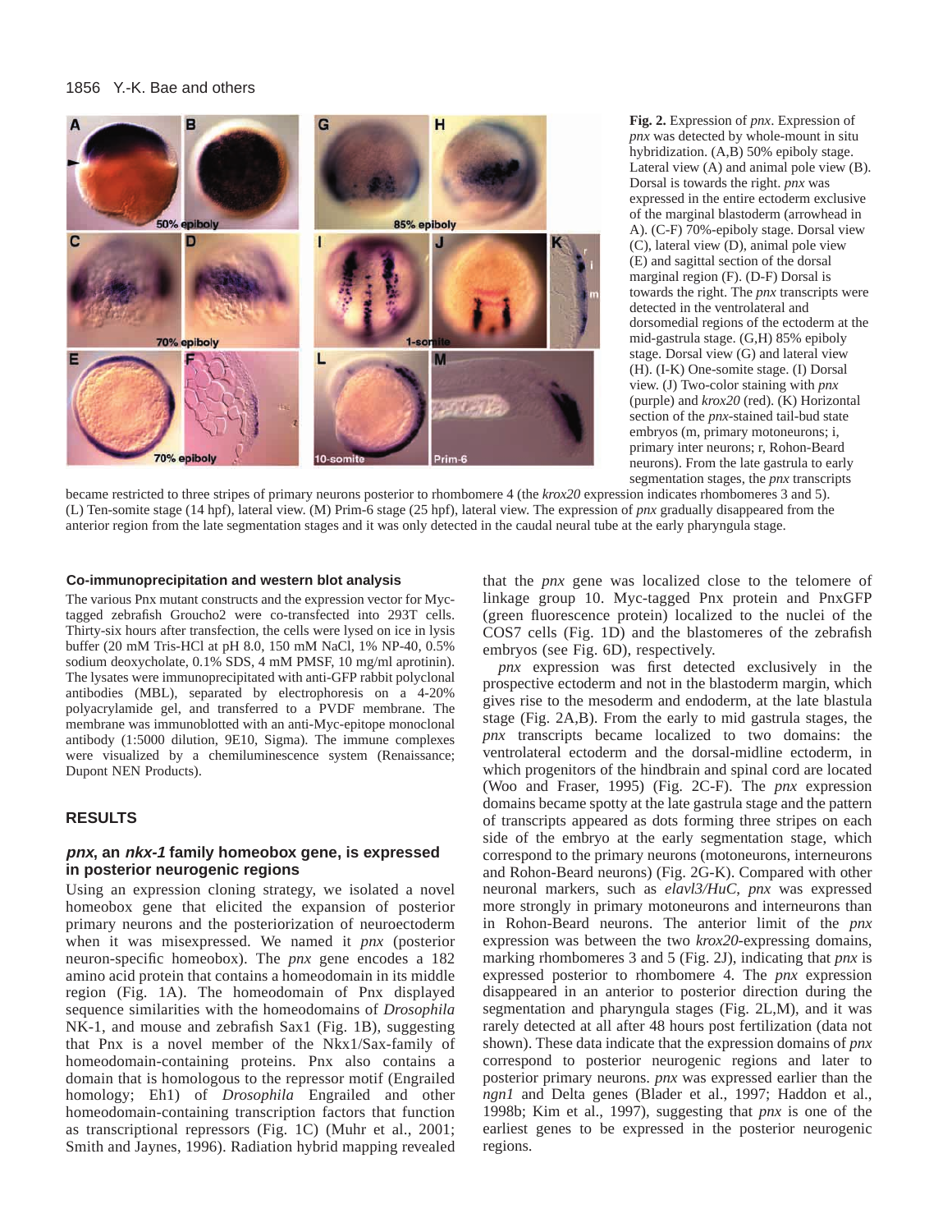**Fig. 2.** Expression of *pnx*. Expression of *pnx* was detected by whole-mount in situ hybridization. (A,B) 50% epiboly stage. Lateral view (A) and animal pole view (B). Dorsal is towards the right. *pnx* was expressed in the entire ectoderm exclusive of the marginal blastoderm (arrowhead in A). (C-F) 70%-epiboly stage. Dorsal view (C), lateral view (D), animal pole view (E) and sagittal section of the dorsal marginal region (F). (D-F) Dorsal is towards the right. The *pnx* transcripts were detected in the ventrolateral and dorsomedial regions of the ectoderm at the mid-gastrula stage. (G,H) 85% epiboly stage. Dorsal view (G) and lateral view (H). (I-K) One-somite stage. (I) Dorsal view. (J) Two-color staining with *pnx* (purple) and *krox20* (red). (K) Horizontal section of the *pnx*-stained tail-bud state embryos (m, primary motoneurons; i, primary inter neurons; r, Rohon-Beard neurons). From the late gastrula to early segmentation stages, the *pnx* transcripts became restricted to three stripes of primary neurons posterior to rhombomere 4 (the *krox20* expression indicates rhombomeres 3 and 5). (L) Ten-somite stage (14 hpf), lateral view. (M) Prim-6 stage (25 hpf), lateral view. The expression of *pnx* gradually disappeared from the anterior region from the late segmentation stages and it was only detected in the caudal neural tube at the early pharyngula stage.

#### Co-immunoprecipitation and western blot analysis

The various Pnx mutant constructs and the expression vector for Myc-tagged zebrafish Groucho2 were co-transfected into 293T cells. Thirty-six hours after transfection, the cells were lysed on ice in lysis buffer (20 mM Tris-HCl at pH 8.0, 150 mM NaCl, 1% NP-40, 0.5% sodium deoxycholate, 0.1% SDS, 4 mM PMSF, 10 mg/ml aprotinin). The lysates were immunoprecipitated with anti-GFP rabbit polyclonal antibodies (MBL), separated by electrophoresis on a 4-20% polyacrylamide gel, and transferred to a PVDF membrane. The membrane was immunoblotted with an anti-Myc-epitope monoclonal antibody (1:5000 dilution, 9E10, Sigma). The immune complexes were visualized by a chemiluminescence system (Renaissance; Dupont NEN Products).

## RESULTS

### *pnx*, an *nkx-1* family homeobox gene, is expressed in posterior neurogenic regions

Using an expression cloning strategy, we isolated a novel homeobox gene that elicited the expansion of posterior primary neurons and the posteriorization of neuroectoderm when it was misexpressed. We named it *pnx* (posterior neuron-specific homeobox). The *pnx* gene encodes a 182 amino acid protein that contains a homeodomain in its middle region (Fig. 1A). The homeodomain of Pnx displayed sequence similarities with the homeodomains of *Drosophila* NK-1, and mouse and zebrafish Sax1 (Fig. 1B), suggesting that Pnx is a novel member of the Nkx1/Sax-family of homeodomain-containing proteins. Pnx also contains a domain that is homologous to the repressor motif (Engrailed homology; Eh1) of *Drosophila* Engrailed and other homeodomain-containing transcription factors that function as transcriptional repressors (Fig. 1C) (Muhr et al., 2001; Smith and Jaynes, 1996). Radiation hybrid mapping revealed that the *pnx* gene was localized close to the telomere of linkage group 10. Myc-tagged Pnx protein and PnxGFP (green fluorescence protein) localized to the nuclei of the COS7 cells (Fig. 1D) and the blastomeres of the zebrafish embryos (see Fig. 6D), respectively.

*pnx* expression was first detected exclusively in the prospective ectoderm and not in the blastoderm margin, which gives rise to the mesoderm and endoderm, at the late blastula stage (Fig. 2A,B). From the early to mid gastrula stages, the *pnx* transcripts became localized to two domains: the ventrolateral ectoderm and the dorsal-midline ectoderm, in which progenitors of the hindbrain and spinal cord are located (Woo and Fraser, 1995) (Fig. 2C-F). The *pnx* expression domains became spotty at the late gastrula stage and the pattern of transcripts appeared as dots forming three stripes on each side of the embryo at the early segmentation stage, which correspond to the primary neurons (motoneurons, interneurons and Rohon-Beard neurons) (Fig. 2G-K). Compared with other neuronal markers, such as *elavl3/HuC*, *pnx* was expressed more strongly in primary motoneurons and interneurons than in Rohon-Beard neurons. The anterior limit of the *pnx* expression was between the two *krox20*-expressing domains, marking rhombomeres 3 and 5 (Fig. 2J), indicating that *pnx* is expressed posterior to rhombomere 4. The *pnx* expression disappeared in an anterior to posterior direction during the segmentation and pharyngula stages (Fig. 2L,M), and it was rarely detected at all after 48 hours post fertilization (data not shown). These data indicate that the expression domains of *pnx* correspond to posterior neurogenic regions and later to posterior primary neurons. *pnx* was expressed earlier than the *ngn1* and Delta genes (Blader et al., 1997; Haddon et al., 1998b; Kim et al., 1997), suggesting that *pnx* is one of the earliest genes to be expressed in the posterior neurogenic regions.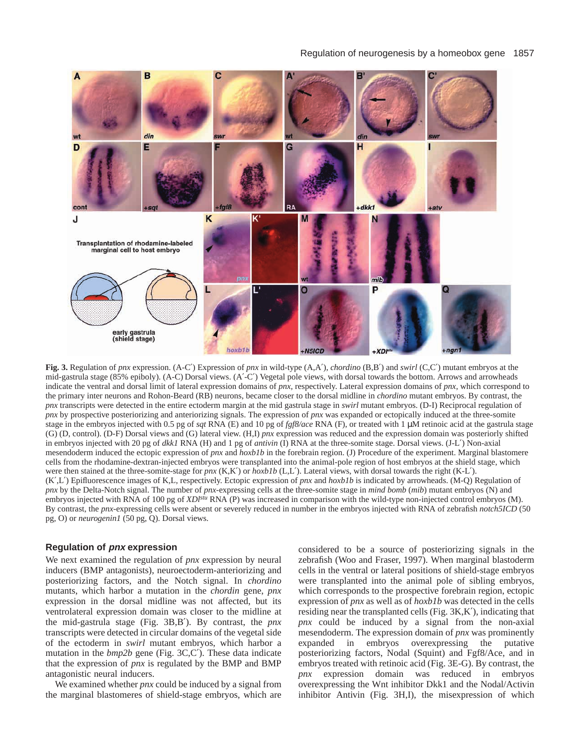**Fig. 3.** Regulation of *pnx* expression. (A-C′) Expression of *pnx* in wild-type (A,A′), *chordino* (B,B′) and *swirl* (C,C′) mutant embryos at the mid-gastrula stage (85% epiboly). (A-C) Dorsal views. (A′-C′) Vegetal pole views, with dorsal towards the bottom. Arrows and arrowheads indicate the ventral and dorsal limit of lateral expression domains of *pnx*, respectively. Lateral expression domains of *pnx*, which correspond to the primary inter neurons and Rohon-Beard (RB) neurons, became closer to the dorsal midline in *chordino* mutant embryos. By contrast, the *pnx* transcripts were detected in the entire ectoderm margin at the mid gastrula stage in *swirl* mutant embryos. (D-I) Reciprocal regulation of *pnx* by prospective posteriorizing and anteriorizing signals. The expression of *pnx* was expanded or ectopically induced at the three-somite stage in the embryos injected with 0.5 pg of *sqt* RNA (E) and 10 pg of *fgf8/ace* RNA (F), or treated with 1 μM retinoic acid at the gastrula stage (G) (D, control). (D-F) Dorsal views and (G) lateral view. (H,I) *pnx* expression was reduced and the expression domain was posteriorly shifted in embryos injected with 20 pg of *dkk1* RNA (H) and 1 pg of *antivin* (I) RNA at the three-somite stage. Dorsal views. (J-L′) Non-axial mesendoderm induced the ectopic expression of *pnx* and *hoxb1b* in the forebrain region. (J) Procedure of the experiment. Marginal blastomere cells from the rhodamine-dextran-injected embryos were transplanted into the animal-pole region of host embryos at the shield stage, which were then stained at the three-somite-stage for *pnx* (K,K′) or *hoxb1b* (L,L′). Lateral views, with dorsal towards the right (K-L′). (K′,L′) Epifluorescence images of K,L, respectively. Ectopic expression of *pnx* and *hoxb1b* is indicated by arrowheads. (M-Q) Regulation of *pnx* by the Delta-Notch signal. The number of *pnx*-expressing cells at the three-somite stage in *mind bomb* (*mib*) mutant embryos (N) and embryos injected with RNA of 100 pg of *XDl^stu^* RNA (P) was increased in comparison with the wild-type non-injected control embryos (M). By contrast, the *pnx*-expressing cells were absent or severely reduced in number in the embryos injected with RNA of zebrafish *notch5ICD* (50 pg, O) or *neurogenin1* (50 pg, Q). Dorsal views.

## Regulation of *pnx* expression

We next examined the regulation of *pnx* expression by neural inducers (BMP antagonists), neuroectoderm-anteriorizing and posteriorizing factors, and the Notch signal. In *chordino* mutants, which harbor a mutation in the *chordin* gene, *pnx* expression in the dorsal midline was not affected, but its ventrolateral expression domain was closer to the midline at the mid-gastrula stage (Fig. 3B,B′). By contrast, the *pnx* transcripts were detected in circular domains of the vegetal side of the ectoderm in *swirl* mutant embryos, which harbor a mutation in the *bmp2b* gene (Fig. 3C,C′). These data indicate that the expression of *pnx* is regulated by the BMP and BMP antagonistic neural inducers.

We examined whether *pnx* could be induced by a signal from the marginal blastomeres of shield-stage embryos, which are considered to be a source of posteriorizing signals in the zebrafish (Woo and Fraser, 1997). When marginal blastoderm cells in the ventral or lateral positions of shield-stage embryos were transplanted into the animal pole of sibling embryos, which corresponds to the prospective forebrain region, ectopic expression of *pnx* as well as of *hoxb1b* was detected in the cells residing near the transplanted cells (Fig. 3K,K′), indicating that *pnx* could be induced by a signal from the non-axial mesendoderm. The expression domain of *pnx* was prominently expanded in embryos overexpressing the putative posteriorizing factors, Nodal (Squint) and Fgf8/Ace, and in embryos treated with retinoic acid (Fig. 3E-G). By contrast, the *pnx* expression domain was reduced in embryos overexpressing the Wnt inhibitor Dkk1 and the Nodal/Activin inhibitor Antivin (Fig. 3H,I), the misexpression of which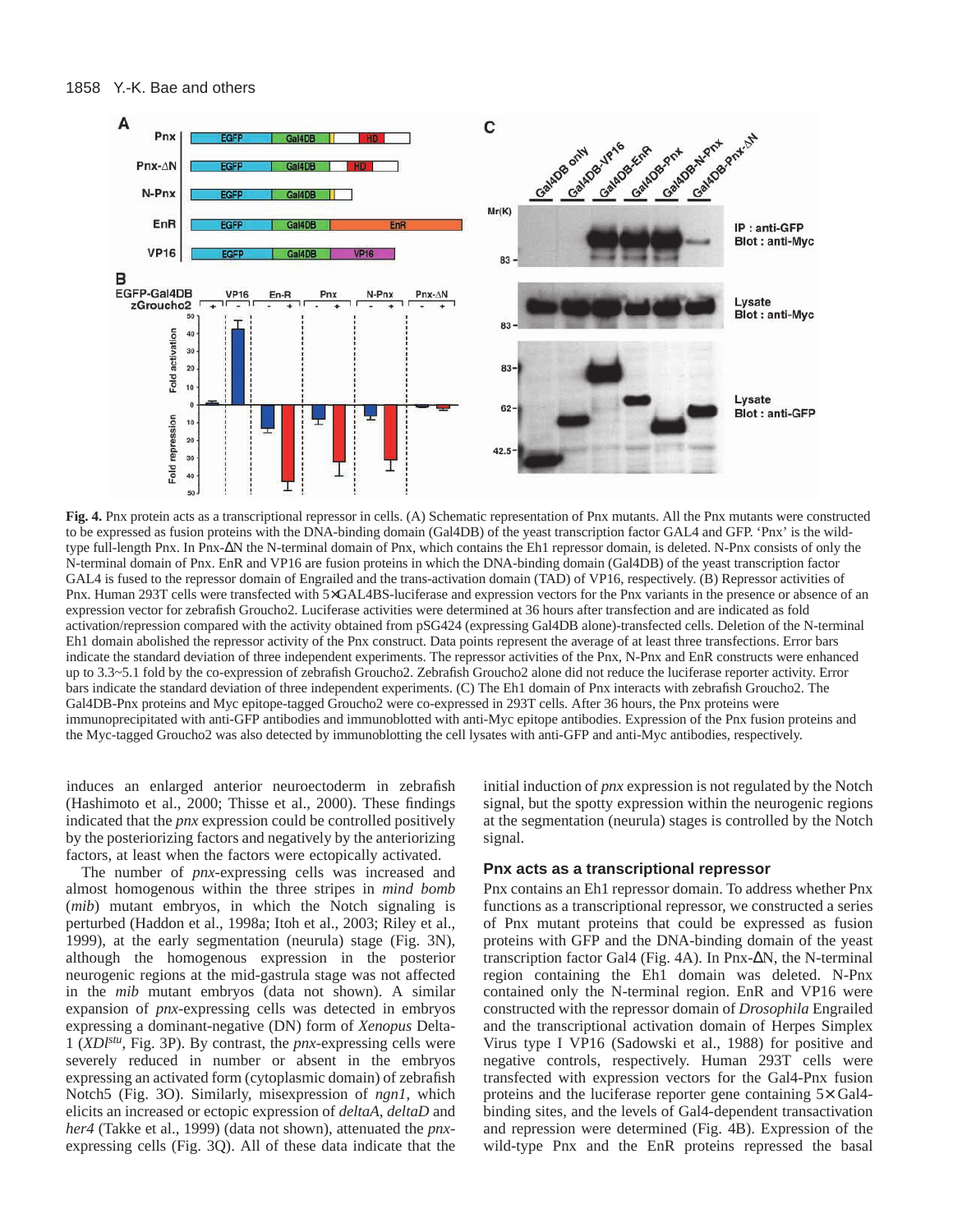**Fig. 4.** Pnx protein acts as a transcriptional repressor in cells. (A) Schematic representation of Pnx mutants. All the Pnx mutants were constructed to be expressed as fusion proteins with the DNA-binding domain (Gal4DB) of the yeast transcription factor GAL4 and GFP. 'Pnx' is the wild-type full-length Pnx. In Pnx-ΔN the N-terminal domain of Pnx, which contains the Eh1 repressor domain, is deleted. N-Pnx consists of only the N-terminal domain of Pnx. EnR and VP16 are fusion proteins in which the DNA-binding domain (Gal4DB) of the yeast transcription factor GAL4 is fused to the repressor domain of Engrailed and the trans-activation domain (TAD) of VP16, respectively. (B) Repressor activities of Pnx. Human 293T cells were transfected with 5×GAL4BS-luciferase and expression vectors for the Pnx variants in the presence or absence of an expression vector for zebrafish Groucho2. Luciferase activities were determined at 36 hours after transfection and are indicated as fold activation/repression compared with the activity obtained from pSG424 (expressing Gal4DB alone)-transfected cells. Deletion of the N-terminal Eh1 domain abolished the repressor activity of the Pnx construct. Data points represent the average of at least three transfections. Error bars indicate the standard deviation of three independent experiments. The repressor activities of the Pnx, N-Pnx and EnR constructs were enhanced up to 3.3~5.1 fold by the co-expression of zebrafish Groucho2. Zebrafish Groucho2 alone did not reduce the luciferase reporter activity. Error bars indicate the standard deviation of three independent experiments. (C) The Eh1 domain of Pnx interacts with zebrafish Groucho2. The Gal4DB-Pnx proteins and Myc epitope-tagged Groucho2 were co-expressed in 293T cells. After 36 hours, the Pnx proteins were immunoprecipitated with anti-GFP antibodies and immunoblotted with anti-Myc epitope antibodies. Expression of the Pnx fusion proteins and the Myc-tagged Groucho2 was also detected by immunoblotting the cell lysates with anti-GFP and anti-Myc antibodies, respectively.

induces an enlarged anterior neuroectoderm in zebrafish (Hashimoto et al., 2000; Thisse et al., 2000). These findings indicated that the *pnx* expression could be controlled positively by the posteriorizing factors and negatively by the anteriorizing factors, at least when the factors were ectopically activated.

The number of *pnx*-expressing cells was increased and almost homogenous within the three stripes in *mind bomb* (*mib*) mutant embryos, in which the Notch signaling is perturbed (Haddon et al., 1998a; Itoh et al., 2003; Riley et al., 1999), at the early segmentation (neurula) stage (Fig. 3N), although the homogenous expression in the posterior neurogenic regions at the mid-gastrula stage was not affected in the *mib* mutant embryos (data not shown). A similar expansion of *pnx*-expressing cells was detected in embryos expressing a dominant-negative (DN) form of *Xenopus* Delta-1 (*XDl*$^{stu}$, Fig. 3P). By contrast, the *pnx*-expressing cells were severely reduced in number or absent in the embryos expressing an activated form (cytoplasmic domain) of zebrafish Notch5 (Fig. 3O). Similarly, misexpression of *ngn1*, which elicits an increased or ectopic expression of *deltaA*, *deltaD* and *her4* (Takke et al., 1999) (data not shown), attenuated the *pnx*-expressing cells (Fig. 3Q). All of these data indicate that the initial induction of *pnx* expression is not regulated by the Notch signal, but the spotty expression within the neurogenic regions at the segmentation (neurula) stages is controlled by the Notch signal.

### Pnx acts as a transcriptional repressor

Pnx contains an Eh1 repressor domain. To address whether Pnx functions as a transcriptional repressor, we constructed a series of Pnx mutant proteins that could be expressed as fusion proteins with GFP and the DNA-binding domain of the yeast transcription factor Gal4 (Fig. 4A). In Pnx-ΔN, the N-terminal region containing the Eh1 domain was deleted. N-Pnx contained only the N-terminal region. EnR and VP16 were constructed with the repressor domain of *Drosophila* Engrailed and the transcriptional activation domain of Herpes Simplex Virus type I VP16 (Sadowski et al., 1988) for positive and negative controls, respectively. Human 293T cells were transfected with expression vectors for the Gal4-Pnx fusion proteins and the luciferase reporter gene containing 5× Gal4-binding sites, and the levels of Gal4-dependent transactivation and repression were determined (Fig. 4B). Expression of the wild-type Pnx and the EnR proteins repressed the basal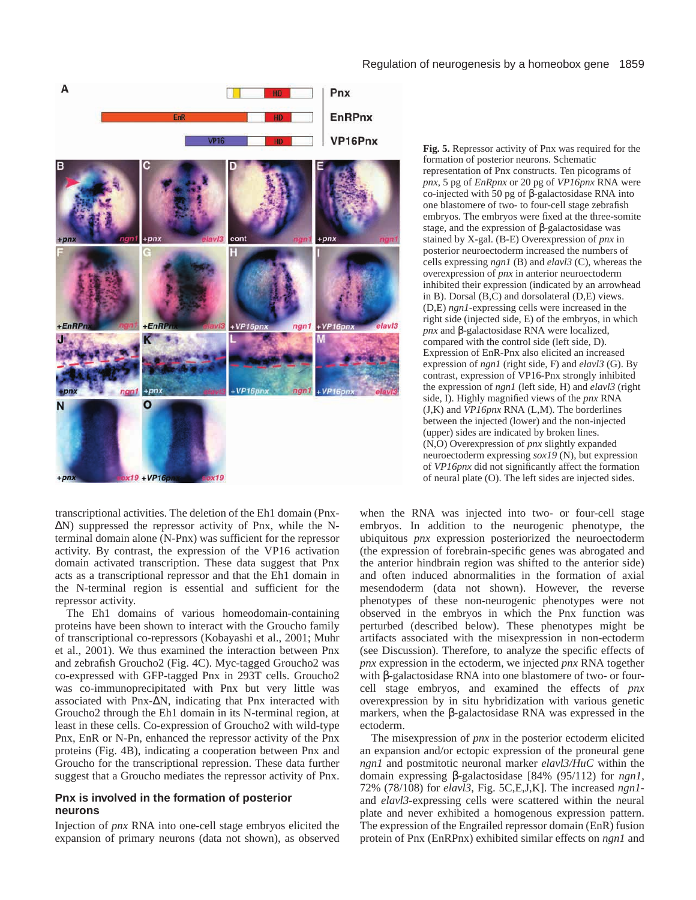**Fig. 5.** Repressor activity of Pnx was required for the formation of posterior neurons. Schematic representation of Pnx constructs. Ten picograms of *pnx*, 5 pg of *EnRpnx* or 20 pg of *VP16pnx* RNA were co-injected with 50 pg of β-galactosidase RNA into one blastomere of two- to four-cell stage zebrafish embryos. The embryos were fixed at the three-somite stage, and the expression of β-galactosidase was stained by X-gal. (B-E) Overexpression of *pnx* in posterior neuroectoderm increased the numbers of cells expressing *ngn1* (B) and *elavl3* (C), whereas the overexpression of *pnx* in anterior neuroectoderm inhibited their expression (indicated by an arrowhead in B). Dorsal (B,C) and dorsolateral (D,E) views. (D,E) *ngn1*-expressing cells were increased in the right side (injected side, E) of the embryos, in which *pnx* and β-galactosidase RNA were localized, compared with the control side (left side, D). Expression of EnR-Pnx also elicited an increased expression of *ngn1* (right side, F) and *elavl3* (G). By contrast, expression of VP16-Pnx strongly inhibited the expression of *ngn1* (left side, H) and *elavl3* (right side, I). Highly magnified views of the *pnx* RNA (J,K) and *VP16pnx* RNA (L,M). The borderlines between the injected (lower) and the non-injected (upper) sides are indicated by broken lines. (N,O) Overexpression of *pnx* slightly expanded neuroectoderm expressing *sox19* (N), but expression of *VP16pnx* did not significantly affect the formation of neural plate (O). The left sides are injected sides.

transcriptional activities. The deletion of the Eh1 domain (Pnx-ΔN) suppressed the repressor activity of Pnx, while the N-terminal domain alone (N-Pnx) was sufficient for the repressor activity. By contrast, the expression of the VP16 activation domain activated transcription. These data suggest that Pnx acts as a transcriptional repressor and that the Eh1 domain in the N-terminal region is essential and sufficient for the repressor activity.

The Eh1 domains of various homeodomain-containing proteins have been shown to interact with the Groucho family of transcriptional co-repressors (Kobayashi et al., 2001; Muhr et al., 2001). We thus examined the interaction between Pnx and zebrafish Groucho2 (Fig. 4C). Myc-tagged Groucho2 was co-expressed with GFP-tagged Pnx in 293T cells. Groucho2 was co-immunoprecipitated with Pnx but very little was associated with Pnx-ΔN, indicating that Pnx interacted with Groucho2 through the Eh1 domain in its N-terminal region, at least in these cells. Co-expression of Groucho2 with wild-type Pnx, EnR or N-Pn, enhanced the repressor activity of the Pnx proteins (Fig. 4B), indicating a cooperation between Pnx and Groucho for the transcriptional repression. These data further suggest that a Groucho mediates the repressor activity of Pnx.

## Pnx is involved in the formation of posterior neurons

Injection of *pnx* RNA into one-cell stage embryos elicited the expansion of primary neurons (data not shown), as observed when the RNA was injected into two- or four-cell stage embryos. In addition to the neurogenic phenotype, the ubiquitous *pnx* expression posteriorized the neuroectoderm (the expression of forebrain-specific genes was abrogated and the anterior hindbrain region was shifted to the anterior side) and often induced abnormalities in the formation of axial mesendoderm (data not shown). However, the reverse phenotypes of these non-neurogenic phenotypes were not observed in the embryos in which the Pnx function was perturbed (described below). These phenotypes might be artifacts associated with the misexpression in non-ectoderm (see Discussion). Therefore, to analyze the specific effects of *pnx* expression in the ectoderm, we injected *pnx* RNA together with β-galactosidase RNA into one blastomere of two- or four-cell stage embryos, and examined the effects of *pnx* overexpression by in situ hybridization with various genetic markers, when the β-galactosidase RNA was expressed in the ectoderm.

The misexpression of *pnx* in the posterior ectoderm elicited an expansion and/or ectopic expression of the proneural gene *ngn1* and postmitotic neuronal marker *elavl3/HuC* within the domain expressing β-galactosidase [84% (95/112) for *ngn1*, 72% (78/108) for *elavl3*, Fig. 5C,E,J,K]. The increased *ngn1*- and *elavl3*-expressing cells were scattered within the neural plate and never exhibited a homogenous expression pattern. The expression of the Engrailed repressor domain (EnR) fusion protein of Pnx (EnRPnx) exhibited similar effects on *ngn1* and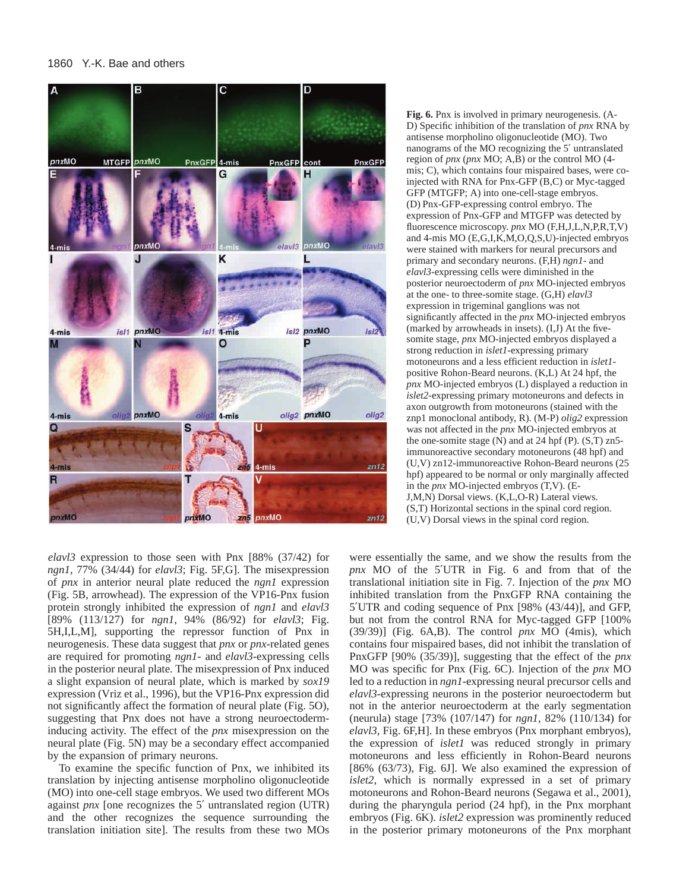**Fig. 6.** Pnx is involved in primary neurogenesis. (A-D) Specific inhibition of the translation of *pnx* RNA by antisense morpholino oligonucleotide (MO). Two nanograms of the MO recognizing the 5′ untranslated region of *pnx* (*pnx* MO; A,B) or the control MO (4-mis; C), which contains four mispaired bases, were co-injected with RNA for Pnx-GFP (B,C) or Myc-tagged GFP (MTGFP; A) into one-cell-stage embryos. (D) Pnx-GFP-expressing control embryo. The expression of Pnx-GFP and MTGFP was detected by fluorescence microscopy. *pnx* MO (F,H,J,L,N,P,R,T,V) and 4-mis MO (E,G,I,K,M,O,Q,S,U)-injected embryos were stained with markers for neural precursors and primary and secondary neurons. (F,H) *ngn1*- and *elavl3*-expressing cells were diminished in the posterior neuroectoderm of *pnx* MO-injected embryos at the one- to three-somite stage. (G,H) *elavl3* expression in trigeminal ganglions was not significantly affected in the *pnx* MO-injected embryos (marked by arrowheads in insets). (I,J) At the five-somite stage, *pnx* MO-injected embryos displayed a strong reduction in *islet1*-expressing primary motoneurons and a less efficient reduction in *islet1*-positive Rohon-Beard neurons. (K,L) At 24 hpf, the *pnx* MO-injected embryos (L) displayed a reduction in *islet2*-expressing primary motoneurons and defects in axon outgrowth from motoneurons (stained with the znp1 monoclonal antibody, R). (M-P) *olig2* expression was not affected in the *pnx* MO-injected embryos at the one-somite stage (N) and at 24 hpf (P). (S,T) zn5-immunoreactive secondary motoneurons (48 hpf) and (U,V) zn12-immunoreactive Rohon-Beard neurons (25 hpf) appeared to be normal or only marginally affected in the *pnx* MO-injected embryos (T,V). (E-J,M,N) Dorsal views. (K,L,O-R) Lateral views. (S,T) Horizontal sections in the spinal cord region. (U,V) Dorsal views in the spinal cord region.

*elavl3* expression to those seen with Pnx [88% (37/42) for *ngn1*, 77% (34/44) for *elavl3*; Fig. 5F,G]. The misexpression of *pnx* in anterior neural plate reduced the *ngn1* expression (Fig. 5B, arrowhead). The expression of the VP16-Pnx fusion protein strongly inhibited the expression of *ngn1* and *elavl3* [89% (113/127) for *ngn1*, 94% (86/92) for *elavl3*; Fig. 5H,I,L,M], supporting the repressor function of Pnx in neurogenesis. These data suggest that *pnx* or *pnx*-related genes are required for promoting *ngn1*- and *elavl3*-expressing cells in the posterior neural plate. The misexpression of Pnx induced a slight expansion of neural plate, which is marked by *sox19* expression (Vriz et al., 1996), but the VP16-Pnx expression did not significantly affect the formation of neural plate (Fig. 5O), suggesting that Pnx does not have a strong neuroectoderm-inducing activity. The effect of the *pnx* misexpression on the neural plate (Fig. 5N) may be a secondary effect accompanied by the expansion of primary neurons.

To examine the specific function of Pnx, we inhibited its translation by injecting antisense morpholino oligonucleotide (MO) into one-cell stage embryos. We used two different MOs against *pnx* [one recognizes the 5′ untranslated region (UTR) and the other recognizes the sequence surrounding the translation initiation site]. The results from these two MOs were essentially the same, and we show the results from the *pnx* MO of the 5′UTR in Fig. 6 and from that of the translational initiation site in Fig. 7. Injection of the *pnx* MO inhibited translation from the PnxGFP RNA containing the 5′UTR and coding sequence of Pnx [98% (43/44)], and GFP, but not from the control RNA for Myc-tagged GFP [100% (39/39)] (Fig. 6A,B). The control *pnx* MO (4mis), which contains four mispaired bases, did not inhibit the translation of PnxGFP [90% (35/39)], suggesting that the effect of the *pnx* MO was specific for Pnx (Fig. 6C). Injection of the *pnx* MO led to a reduction in *ngn1*-expressing neural precursor cells and *elavl3*-expressing neurons in the posterior neuroectoderm but not in the anterior neuroectoderm at the early segmentation (neurula) stage [73% (107/147) for *ngn1*, 82% (110/134) for *elavl3*, Fig. 6F,H]. In these embryos (Pnx morphant embryos), the expression of *islet1* was reduced strongly in primary motoneurons and less efficiently in Rohon-Beard neurons [86% (63/73), Fig. 6J]. We also examined the expression of *islet2*, which is normally expressed in a set of primary motoneurons and Rohon-Beard neurons (Segawa et al., 2001), during the pharyngula period (24 hpf), in the Pnx morphant embryos (Fig. 6K). *islet2* expression was prominently reduced in the posterior primary motoneurons of the Pnx morphant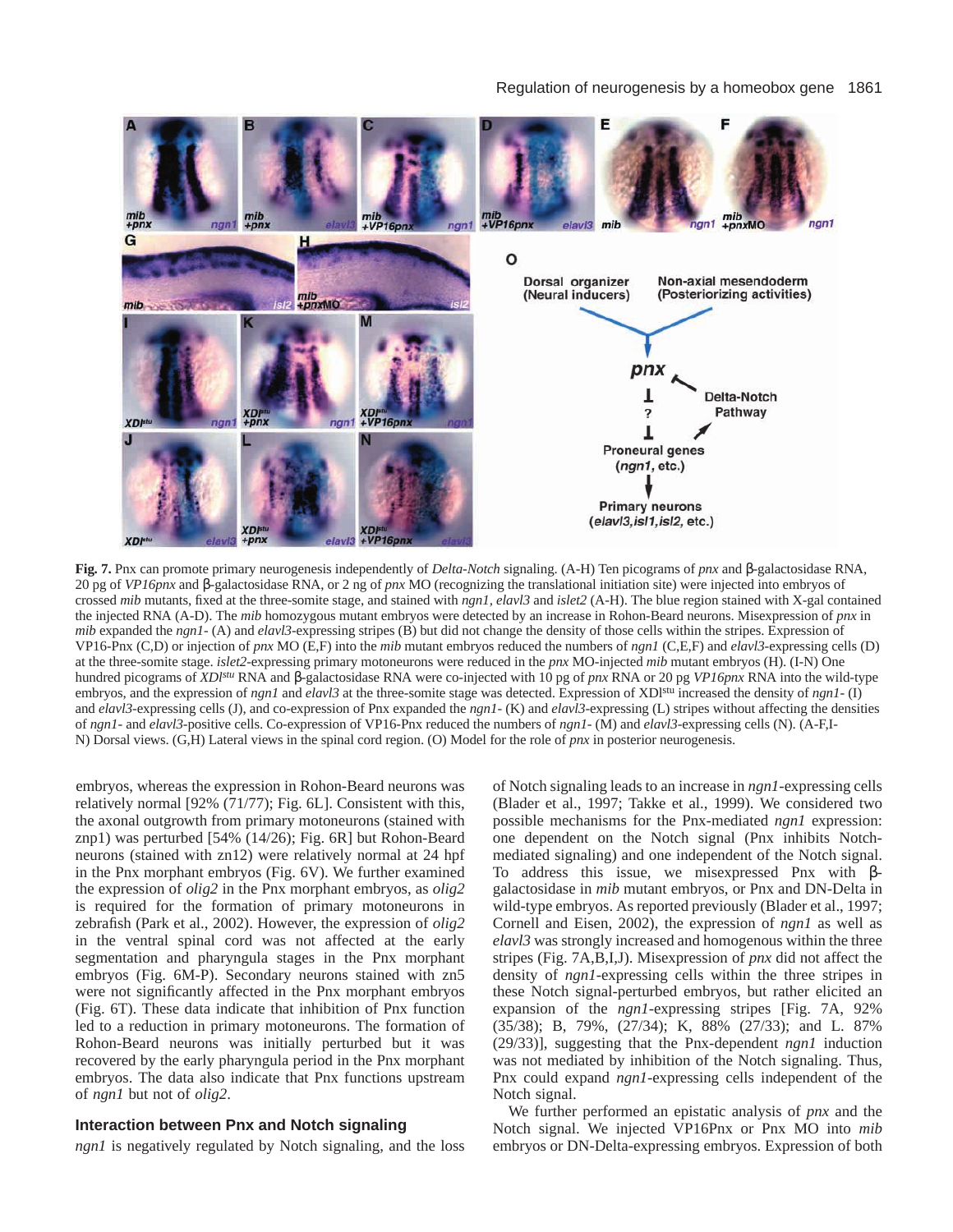**Fig. 7.** Pnx can promote primary neurogenesis independently of *Delta-Notch* signaling. (A-H) Ten picograms of *pnx* and β-galactosidase RNA, 20 pg of *VP16pnx* and β-galactosidase RNA, or 2 ng of *pnx* MO (recognizing the translational initiation site) were injected into embryos of crossed *mib* mutants, fixed at the three-somite stage, and stained with *ngn1, elavl3* and *islet2* (A-H). The blue region stained with X-gal contained the injected RNA (A-D). The *mib* homozygous mutant embryos were detected by an increase in Rohon-Beard neurons. Misexpression of *pnx* in *mib* expanded the *ngn1*- (A) and *elavl3*-expressing stripes (B) but did not change the density of those cells within the stripes. Expression of VP16-Pnx (C,D) or injection of *pnx* MO (E,F) into the *mib* mutant embryos reduced the numbers of *ngn1* (C,E,F) and *elavl3*-expressing cells (D) at the three-somite stage. *islet2*-expressing primary motoneurons were reduced in the *pnx* MO-injected *mib* mutant embryos (H). (I-N) One hundred picograms of *XDl^stu^* RNA and β-galactosidase RNA were co-injected with 10 pg of *pnx* RNA or 20 pg *VP16pnx* RNA into the wild-type embryos, and the expression of *ngn1* and *elavl3* at the three-somite stage was detected. Expression of XDl$^{stu}$ increased the density of *ngn1*- (I) and *elavl3*-expressing cells (J), and co-expression of Pnx expanded the *ngn1*- (K) and *elavl3*-expressing (L) stripes without affecting the densities of *ngn1*- and *elavl3*-positive cells. Co-expression of VP16-Pnx reduced the numbers of *ngn1*- (M) and *elavl3*-expressing cells (N). (A-F,I-N) Dorsal views. (G,H) Lateral views in the spinal cord region. (O) Model for the role of *pnx* in posterior neurogenesis.

embryos, whereas the expression in Rohon-Beard neurons was relatively normal [92% (71/77); Fig. 6L]. Consistent with this, the axonal outgrowth from primary motoneurons (stained with znp1) was perturbed [54% (14/26); Fig. 6R] but Rohon-Beard neurons (stained with zn12) were relatively normal at 24 hpf in the Pnx morphant embryos (Fig. 6V). We further examined the expression of *olig2* in the Pnx morphant embryos, as *olig2* is required for the formation of primary motoneurons in zebrafish (Park et al., 2002). However, the expression of *olig2* in the ventral spinal cord was not affected at the early segmentation and pharyngula stages in the Pnx morphant embryos (Fig. 6M-P). Secondary neurons stained with zn5 were not significantly affected in the Pnx morphant embryos (Fig. 6T). These data indicate that inhibition of Pnx function led to a reduction in primary motoneurons. The formation of Rohon-Beard neurons was initially perturbed but it was recovered by the early pharyngula period in the Pnx morphant embryos. The data also indicate that Pnx functions upstream of *ngn1* but not of *olig2*.

### Interaction between Pnx and Notch signaling

*ngn1* is negatively regulated by Notch signaling, and the loss of Notch signaling leads to an increase in *ngn1*-expressing cells (Blader et al., 1997; Takke et al., 1999). We considered two possible mechanisms for the Pnx-mediated *ngn1* expression: one dependent on the Notch signal (Pnx inhibits Notch-mediated signaling) and one independent of the Notch signal. To address this issue, we misexpressed Pnx with β-galactosidase in *mib* mutant embryos, or Pnx and DN-Delta in wild-type embryos. As reported previously (Blader et al., 1997; Cornell and Eisen, 2002), the expression of *ngn1* as well as *elavl3* was strongly increased and homogenous within the three stripes (Fig. 7A,B,I,J). Misexpression of *pnx* did not affect the density of *ngn1*-expressing cells within the three stripes in these Notch signal-perturbed embryos, but rather elicited an expansion of the *ngn1*-expressing stripes [Fig. 7A, 92% (35/38); B, 79%, (27/34); K, 88% (27/33); and L. 87% (29/33)], suggesting that the Pnx-dependent *ngn1* induction was not mediated by inhibition of the Notch signaling. Thus, Pnx could expand *ngn1*-expressing cells independent of the Notch signal.

We further performed an epistatic analysis of *pnx* and the Notch signal. We injected VP16Pnx or Pnx MO into *mib* embryos or DN-Delta-expressing embryos. Expression of both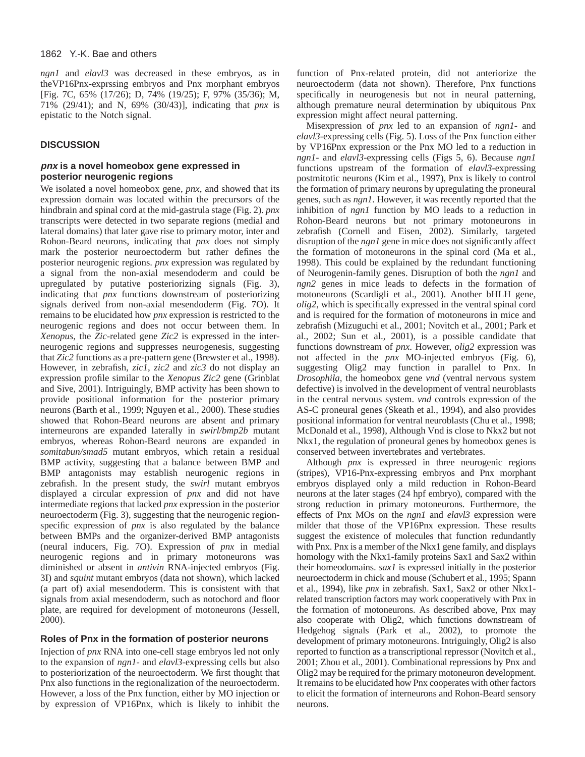*ngn1* and *elavl3* was decreased in these embryos, as in theVP16Pnx-exprssing embryos and Pnx morphant embryos [Fig. 7C, 65% (17/26); D, 74% (19/25); F, 97% (35/36); M, 71% (29/41); and N, 69% (30/43)], indicating that *pnx* is epistatic to the Notch signal.

## DISCUSSION

### *pnx* is a novel homeobox gene expressed in posterior neurogenic regions

We isolated a novel homeobox gene, *pnx*, and showed that its expression domain was located within the precursors of the hindbrain and spinal cord at the mid-gastrula stage (Fig. 2). *pnx* transcripts were detected in two separate regions (medial and lateral domains) that later gave rise to primary motor, inter and Rohon-Beard neurons, indicating that *pnx* does not simply mark the posterior neuroectoderm but rather defines the posterior neurogenic regions. *pnx* expression was regulated by a signal from the non-axial mesendoderm and could be upregulated by putative posteriorizing signals (Fig. 3), indicating that *pnx* functions downstream of posteriorizing signals derived from non-axial mesendoderm (Fig. 7O). It remains to be elucidated how *pnx* expression is restricted to the neurogenic regions and does not occur between them. In *Xenopus*, the *Zic*-related gene *Zic2* is expressed in the inter-neurogenic regions and suppresses neurogenesis, suggesting that *Zic2* functions as a pre-pattern gene (Brewster et al., 1998). However, in zebrafish, *zic1*, *zic2* and *zic3* do not display an expression profile similar to the *Xenopus Zic2* gene (Grinblat and Sive, 2001). Intriguingly, BMP activity has been shown to provide positional information for the posterior primary neurons (Barth et al., 1999; Nguyen et al., 2000). These studies showed that Rohon-Beard neurons are absent and primary interneurons are expanded laterally in *swirl/bmp2b* mutant embryos, whereas Rohon-Beard neurons are expanded in *somitabun/smad5* mutant embryos, which retain a residual BMP activity, suggesting that a balance between BMP and BMP antagonists may establish neurogenic regions in zebrafish. In the present study, the *swirl* mutant embryos displayed a circular expression of *pnx* and did not have intermediate regions that lacked *pnx* expression in the posterior neuroectoderm (Fig. 3), suggesting that the neurogenic region-specific expression of *pnx* is also regulated by the balance between BMPs and the organizer-derived BMP antagonists (neural inducers, Fig. 7O). Expression of *pnx* in medial neurogenic regions and in primary motoneurons was diminished or absent in *antivin* RNA-injected embryos (Fig. 3I) and *squint* mutant embryos (data not shown), which lacked (a part of) axial mesendoderm. This is consistent with that signals from axial mesendoderm, such as notochord and floor plate, are required for development of motoneurons (Jessell, 2000).

### Roles of Pnx in the formation of posterior neurons

Injection of *pnx* RNA into one-cell stage embryos led not only to the expansion of *ngn1*- and *elavl3*-expressing cells but also to posteriorization of the neuroectoderm. We first thought that Pnx also functions in the regionalization of the neuroectoderm. However, a loss of the Pnx function, either by MO injection or by expression of VP16Pnx, which is likely to inhibit the function of Pnx-related protein, did not anteriorize the neuroectoderm (data not shown). Therefore, Pnx functions specifically in neurogenesis but not in neural patterning, although premature neural determination by ubiquitous Pnx expression might affect neural patterning.

Misexpression of *pnx* led to an expansion of *ngn1*- and *elavl3*-expressing cells (Fig. 5). Loss of the Pnx function either by VP16Pnx expression or the Pnx MO led to a reduction in *ngn1*- and *elavl3*-expressing cells (Figs 5, 6). Because *ngn1* functions upstream of the formation of *elavl3*-expressing postmitotic neurons (Kim et al., 1997), Pnx is likely to control the formation of primary neurons by upregulating the proneural genes, such as *ngn1*. However, it was recently reported that the inhibition of *ngn1* function by MO leads to a reduction in Rohon-Beard neurons but not primary motoneurons in zebrafish (Cornell and Eisen, 2002). Similarly, targeted disruption of the *ngn1* gene in mice does not significantly affect the formation of motoneurons in the spinal cord (Ma et al., 1998). This could be explained by the redundant functioning of Neurogenin-family genes. Disruption of both the *ngn1* and *ngn2* genes in mice leads to defects in the formation of motoneurons (Scardigli et al., 2001). Another bHLH gene, *olig2*, which is specifically expressed in the ventral spinal cord and is required for the formation of motoneurons in mice and zebrafish (Mizuguchi et al., 2001; Novitch et al., 2001; Park et al., 2002; Sun et al., 2001), is a possible candidate that functions downstream of *pnx*. However, *olig2* expression was not affected in the *pnx* MO-injected embryos (Fig. 6), suggesting Olig2 may function in parallel to Pnx. In *Drosophila*, the homeobox gene *vnd* (ventral nervous system defective) is involved in the development of ventral neuroblasts in the central nervous system. *vnd* controls expression of the AS-C proneural genes (Skeath et al., 1994), and also provides positional information for ventral neuroblasts (Chu et al., 1998; McDonald et al., 1998), Although Vnd is close to Nkx2 but not Nkx1, the regulation of proneural genes by homeobox genes is conserved between invertebrates and vertebrates.

Although *pnx* is expressed in three neurogenic regions (stripes), VP16-Pnx-expressing embryos and Pnx morphant embryos displayed only a mild reduction in Rohon-Beard neurons at the later stages (24 hpf embryo), compared with the strong reduction in primary motoneurons. Furthermore, the effects of Pnx MOs on the *ngn1* and *elavl3* expression were milder that those of the VP16Pnx expression. These results suggest the existence of molecules that function redundantly with Pnx. Pnx is a member of the Nkx1 gene family, and displays homology with the Nkx1-family proteins Sax1 and Sax2 within their homeodomains. *sax1* is expressed initially in the posterior neuroectoderm in chick and mouse (Schubert et al., 1995; Spann et al., 1994), like *pnx* in zebrafish. Sax1, Sax2 or other Nkx1-related transcription factors may work cooperatively with Pnx in the formation of motoneurons. As described above, Pnx may also cooperate with Olig2, which functions downstream of Hedgehog signals (Park et al., 2002), to promote the development of primary motoneurons. Intriguingly, Olig2 is also reported to function as a transcriptional repressor (Novitch et al., 2001; Zhou et al., 2001). Combinational repressions by Pnx and Olig2 may be required for the primary motoneuron development. It remains to be elucidated how Pnx cooperates with other factors to elicit the formation of interneurons and Rohon-Beard sensory neurons.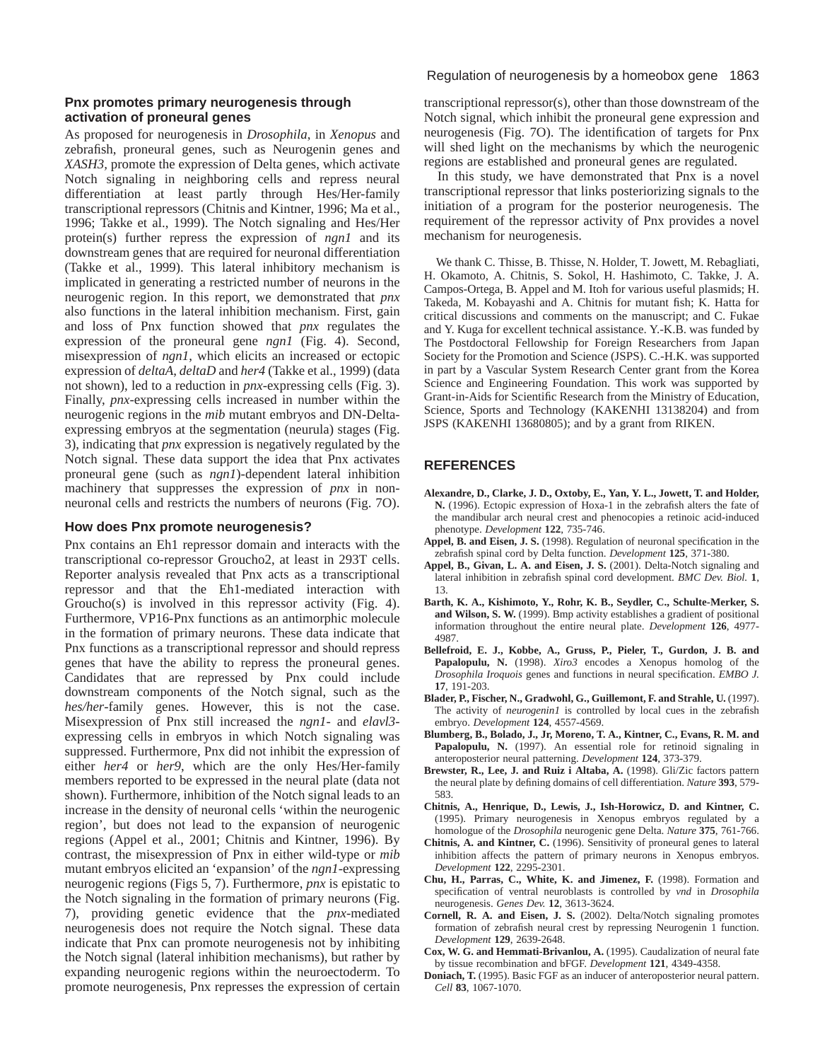### Pnx promotes primary neurogenesis through activation of proneural genes

As proposed for neurogenesis in *Drosophila*, in *Xenopus* and zebrafish, proneural genes, such as Neurogenin genes and *XASH3*, promote the expression of Delta genes, which activate Notch signaling in neighboring cells and repress neural differentiation at least partly through Hes/Her-family transcriptional repressors (Chitnis and Kintner, 1996; Ma et al., 1996; Takke et al., 1999). The Notch signaling and Hes/Her protein(s) further repress the expression of *ngn1* and its downstream genes that are required for neuronal differentiation (Takke et al., 1999). This lateral inhibitory mechanism is implicated in generating a restricted number of neurons in the neurogenic region. In this report, we demonstrated that *pnx* also functions in the lateral inhibition mechanism. First, gain and loss of Pnx function showed that *pnx* regulates the expression of the proneural gene *ngn1* (Fig. 4). Second, misexpression of *ngn1*, which elicits an increased or ectopic expression of *deltaA*, *deltaD* and *her4* (Takke et al., 1999) (data not shown), led to a reduction in *pnx*-expressing cells (Fig. 3). Finally, *pnx*-expressing cells increased in number within the neurogenic regions in the *mib* mutant embryos and DN-Delta-expressing embryos at the segmentation (neurula) stages (Fig. 3), indicating that *pnx* expression is negatively regulated by the Notch signal. These data support the idea that Pnx activates proneural gene (such as *ngn1*)-dependent lateral inhibition machinery that suppresses the expression of *pnx* in non-neuronal cells and restricts the numbers of neurons (Fig. 7O).

### How does Pnx promote neurogenesis?

Pnx contains an Eh1 repressor domain and interacts with the transcriptional co-repressor Groucho2, at least in 293T cells. Reporter analysis revealed that Pnx acts as a transcriptional repressor and that the Eh1-mediated interaction with Groucho(s) is involved in this repressor activity (Fig. 4). Furthermore, VP16-Pnx functions as an antimorphic molecule in the formation of primary neurons. These data indicate that Pnx functions as a transcriptional repressor and should repress genes that have the ability to repress the proneural genes. Candidates that are repressed by Pnx could include downstream components of the Notch signal, such as the *hes/her*-family genes. However, this is not the case. Misexpression of Pnx still increased the *ngn1*- and *elavl3*-expressing cells in embryos in which Notch signaling was suppressed. Furthermore, Pnx did not inhibit the expression of either *her4* or *her9*, which are the only Hes/Her-family members reported to be expressed in the neural plate (data not shown). Furthermore, inhibition of the Notch signal leads to an increase in the density of neuronal cells ‘within the neurogenic region’, but does not lead to the expansion of neurogenic regions (Appel et al., 2001; Chitnis and Kintner, 1996). By contrast, the misexpression of Pnx in either wild-type or *mib* mutant embryos elicited an ‘expansion’ of the *ngn1*-expressing neurogenic regions (Figs 5, 7). Furthermore, *pnx* is epistatic to the Notch signaling in the formation of primary neurons (Fig. 7), providing genetic evidence that the *pnx*-mediated neurogenesis does not require the Notch signal. These data indicate that Pnx can promote neurogenesis not by inhibiting the Notch signal (lateral inhibition mechanisms), but rather by expanding neurogenic regions within the neuroectoderm. To promote neurogenesis, Pnx represses the expression of certain transcriptional repressor(s), other than those downstream of the Notch signal, which inhibit the proneural gene expression and neurogenesis (Fig. 7O). The identification of targets for Pnx will shed light on the mechanisms by which the neurogenic regions are established and proneural genes are regulated.

In this study, we have demonstrated that Pnx is a novel transcriptional repressor that links posteriorizing signals to the initiation of a program for the posterior neurogenesis. The requirement of the repressor activity of Pnx provides a novel mechanism for neurogenesis.

We thank C. Thisse, B. Thisse, N. Holder, T. Jowett, M. Rebagliati, H. Okamoto, A. Chitnis, S. Sokol, H. Hashimoto, C. Takke, J. A. Campos-Ortega, B. Appel and M. Itoh for various useful plasmids; H. Takeda, M. Kobayashi and A. Chitnis for mutant fish; K. Hatta for critical discussions and comments on the manuscript; and C. Fukae and Y. Kuga for excellent technical assistance. Y.-K.B. was funded by The Postdoctoral Fellowship for Foreign Researchers from Japan Society for the Promotion and Science (JSPS). C.-H.K. was supported in part by a Vascular System Research Center grant from the Korea Science and Engineering Foundation. This work was supported by Grant-in-Aids for Scientific Research from the Ministry of Education, Science, Sports and Technology (KAKENHI 13138204) and from JSPS (KAKENHI 13680805); and by a grant from RIKEN.

## REFERENCES

**Alexandre, D., Clarke, J. D., Oxtoby, E., Yan, Y. L., Jowett, T. and Holder, N.** (1996). Ectopic expression of Hoxa-1 in the zebrafish alters the fate of the mandibular arch neural crest and phenocopies a retinoic acid-induced phenotype. *Development* **122**, 735-746.

**Appel, B. and Eisen, J. S.** (1998). Regulation of neuronal specification in the zebrafish spinal cord by Delta function. *Development* **125**, 371-380.

**Appel, B., Givan, L. A. and Eisen, J. S.** (2001). Delta-Notch signaling and lateral inhibition in zebrafish spinal cord development. *BMC Dev. Biol.* **1**, 13.

**Barth, K. A., Kishimoto, Y., Rohr, K. B., Seydler, C., Schulte-Merker, S. and Wilson, S. W.** (1999). Bmp activity establishes a gradient of positional information throughout the entire neural plate. *Development* **126**, 4977-4987.

**Bellefroid, E. J., Kobbe, A., Gruss, P., Pieler, T., Gurdon, J. B. and Papalopulu, N.** (1998). *Xiro3* encodes a Xenopus homolog of the *Drosophila Iroquois* genes and functions in neural specification. *EMBO J.* **17**, 191-203.

**Blader, P., Fischer, N., Gradwohl, G., Guillemont, F. and Strahle, U.** (1997). The activity of *neurogenin1* is controlled by local cues in the zebrafish embryo. *Development* **124**, 4557-4569.

**Blumberg, B., Bolado, J., Jr, Moreno, T. A., Kintner, C., Evans, R. M. and Papalopulu, N.** (1997). An essential role for retinoid signaling in anteroposterior neural patterning. *Development* **124**, 373-379.

**Brewster, R., Lee, J. and Ruiz i Altaba, A.** (1998). Gli/Zic factors pattern the neural plate by defining domains of cell differentiation. *Nature* **393**, 579-583.

**Chitnis, A., Henrique, D., Lewis, J., Ish-Horowicz, D. and Kintner, C.** (1995). Primary neurogenesis in Xenopus embryos regulated by a homologue of the *Drosophila* neurogenic gene Delta. *Nature* **375**, 761-766.

**Chitnis, A. and Kintner, C.** (1996). Sensitivity of proneural genes to lateral inhibition affects the pattern of primary neurons in Xenopus embryos. *Development* **122**, 2295-2301.

**Chu, H., Parras, C., White, K. and Jimenez, F.** (1998). Formation and specification of ventral neuroblasts is controlled by *vnd* in *Drosophila* neurogenesis. *Genes Dev.* **12**, 3613-3624.

**Cornell, R. A. and Eisen, J. S.** (2002). Delta/Notch signaling promotes formation of zebrafish neural crest by repressing Neurogenin 1 function. *Development* **129**, 2639-2648.

**Cox, W. G. and Hemmati-Brivanlou, A.** (1995). Caudalization of neural fate by tissue recombination and bFGF. *Development* **121**, 4349-4358.

**Doniach, T.** (1995). Basic FGF as an inducer of anteroposterior neural pattern. *Cell* **83**, 1067-1070.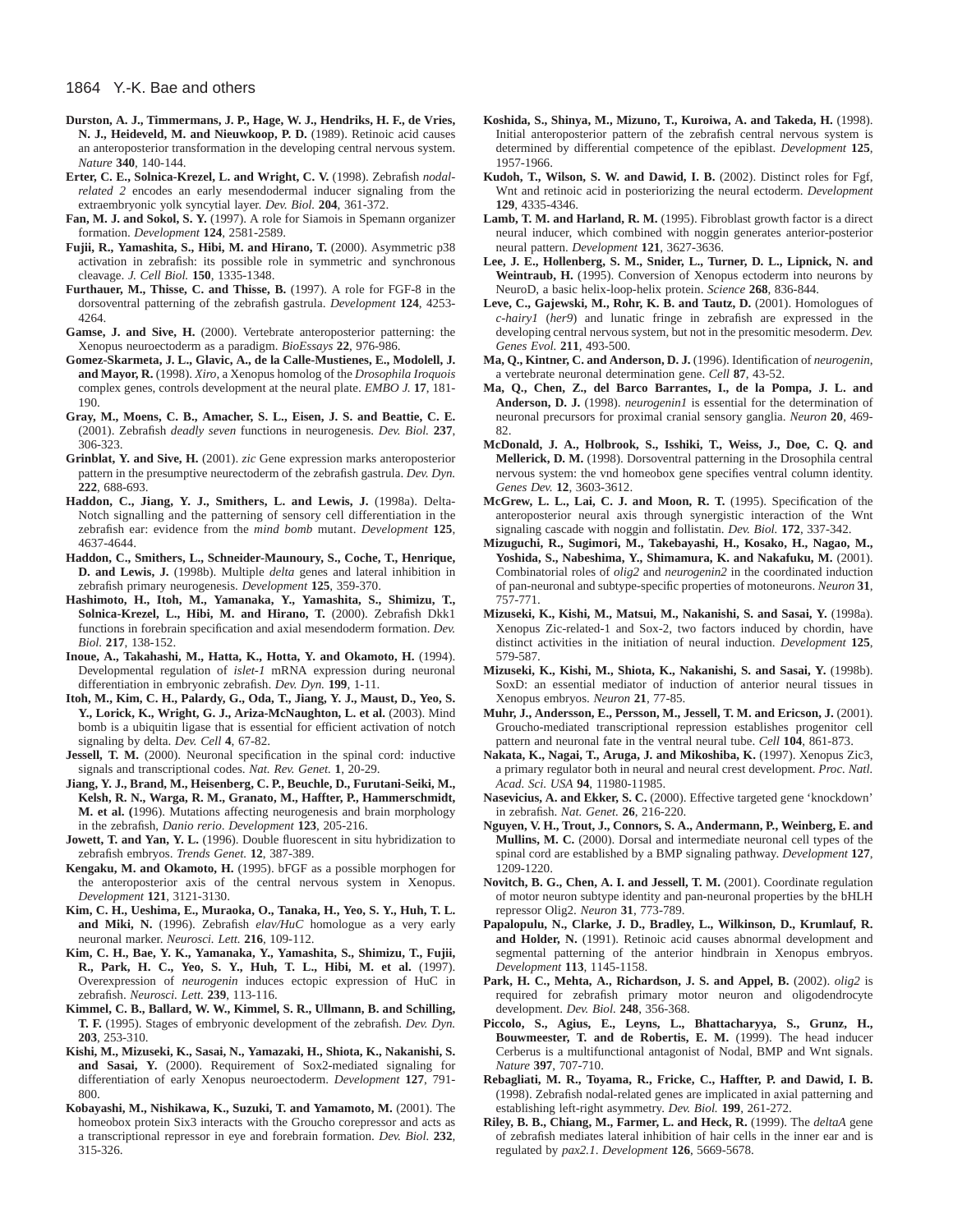**Durston, A. J., Timmermans, J. P., Hage, W. J., Hendriks, H. F., de Vries, N. J., Heideveld, M. and Nieuwkoop, P. D.** (1989). Retinoic acid causes an anteroposterior transformation in the developing central nervous system. *Nature* **340**, 140-144.

**Erter, C. E., Solnica-Krezel, L. and Wright, C. V.** (1998). Zebrafish *nodal-related 2* encodes an early mesendodermal inducer signaling from the extraembryonic yolk syncytial layer. *Dev. Biol.* **204**, 361-372.

**Fan, M. J. and Sokol, S. Y.** (1997). A role for Siamois in Spemann organizer formation. *Development* **124**, 2581-2589.

**Fujii, R., Yamashita, S., Hibi, M. and Hirano, T.** (2000). Asymmetric p38 activation in zebrafish: its possible role in symmetric and synchronous cleavage. *J. Cell Biol.* **150**, 1335-1348.

**Furthauer, M., Thisse, C. and Thisse, B.** (1997). A role for FGF-8 in the dorsoventral patterning of the zebrafish gastrula. *Development* **124**, 4253-4264.

**Gamse, J. and Sive, H.** (2000). Vertebrate anteroposterior patterning: the Xenopus neuroectoderm as a paradigm. *BioEssays* **22**, 976-986.

**Gomez-Skarmeta, J. L., Glavic, A., de la Calle-Mustienes, E., Modolell, J. and Mayor, R.** (1998). *Xiro*, a Xenopus homolog of the *Drosophila Iroquois* complex genes, controls development at the neural plate. *EMBO J.* **17**, 181-190.

**Gray, M., Moens, C. B., Amacher, S. L., Eisen, J. S. and Beattie, C. E.** (2001). Zebrafish *deadly seven* functions in neurogenesis. *Dev. Biol.* **237**, 306-323.

**Grinblat, Y. and Sive, H.** (2001). *zic* Gene expression marks anteroposterior pattern in the presumptive neurectoderm of the zebrafish gastrula. *Dev. Dyn.* **222**, 688-693.

**Haddon, C., Jiang, Y. J., Smithers, L. and Lewis, J.** (1998a). Delta-Notch signalling and the patterning of sensory cell differentiation in the zebrafish ear: evidence from the *mind bomb* mutant. *Development* **125**, 4637-4644.

**Haddon, C., Smithers, L., Schneider-Maunoury, S., Coche, T., Henrique, D. and Lewis, J.** (1998b). Multiple *delta* genes and lateral inhibition in zebrafish primary neurogenesis. *Development* **125**, 359-370.

**Hashimoto, H., Itoh, M., Yamanaka, Y., Yamashita, S., Shimizu, T., Solnica-Krezel, L., Hibi, M. and Hirano, T.** (2000). Zebrafish Dkk1 functions in forebrain specification and axial mesendoderm formation. *Dev. Biol.* **217**, 138-152.

**Inoue, A., Takahashi, M., Hatta, K., Hotta, Y. and Okamoto, H.** (1994). Developmental regulation of *islet-1* mRNA expression during neuronal differentiation in embryonic zebrafish. *Dev. Dyn.* **199**, 1-11.

**Itoh, M., Kim, C. H., Palardy, G., Oda, T., Jiang, Y. J., Maust, D., Yeo, S. Y., Lorick, K., Wright, G. J., Ariza-McNaughton, L. et al.** (2003). Mind bomb is a ubiquitin ligase that is essential for efficient activation of notch signaling by delta. *Dev. Cell* **4**, 67-82.

**Jessell, T. M.** (2000). Neuronal specification in the spinal cord: inductive signals and transcriptional codes. *Nat. Rev. Genet.* **1**, 20-29.

**Jiang, Y. J., Brand, M., Heisenberg, C. P., Beuchle, D., Furutani-Seiki, M., Kelsh, R. N., Warga, R. M., Granato, M., Haffter, P., Hammerschmidt, M. et al. (**1996). Mutations affecting neurogenesis and brain morphology in the zebrafish, *Danio rerio*. *Development* **123**, 205-216.

**Jowett, T. and Yan, Y. L.** (1996). Double fluorescent in situ hybridization to zebrafish embryos. *Trends Genet.* **12**, 387-389.

**Kengaku, M. and Okamoto, H.** (1995). bFGF as a possible morphogen for the anteroposterior axis of the central nervous system in Xenopus. *Development* **121**, 3121-3130.

**Kim, C. H., Ueshima, E., Muraoka, O., Tanaka, H., Yeo, S. Y., Huh, T. L. and Miki, N.** (1996). Zebrafish *elav/HuC* homologue as a very early neuronal marker. *Neurosci. Lett.* **216**, 109-112.

**Kim, C. H., Bae, Y. K., Yamanaka, Y., Yamashita, S., Shimizu, T., Fujii, R., Park, H. C., Yeo, S. Y., Huh, T. L., Hibi, M. et al.** (1997). Overexpression of *neurogenin* induces ectopic expression of HuC in zebrafish. *Neurosci. Lett.* **239**, 113-116.

**Kimmel, C. B., Ballard, W. W., Kimmel, S. R., Ullmann, B. and Schilling, T. F.** (1995). Stages of embryonic development of the zebrafish. *Dev. Dyn.* **203**, 253-310.

**Kishi, M., Mizuseki, K., Sasai, N., Yamazaki, H., Shiota, K., Nakanishi, S. and Sasai, Y.** (2000). Requirement of Sox2-mediated signaling for differentiation of early Xenopus neuroectoderm. *Development* **127**, 791-800.

**Kobayashi, M., Nishikawa, K., Suzuki, T. and Yamamoto, M.** (2001). The homeobox protein Six3 interacts with the Groucho corepressor and acts as a transcriptional repressor in eye and forebrain formation. *Dev. Biol.* **232**, 315-326.

**Koshida, S., Shinya, M., Mizuno, T., Kuroiwa, A. and Takeda, H.** (1998). Initial anteroposterior pattern of the zebrafish central nervous system is determined by differential competence of the epiblast. *Development* **125**, 1957-1966.

**Kudoh, T., Wilson, S. W. and Dawid, I. B.** (2002). Distinct roles for Fgf, Wnt and retinoic acid in posteriorizing the neural ectoderm. *Development* **129**, 4335-4346.

**Lamb, T. M. and Harland, R. M.** (1995). Fibroblast growth factor is a direct neural inducer, which combined with noggin generates anterior-posterior neural pattern. *Development* **121**, 3627-3636.

**Lee, J. E., Hollenberg, S. M., Snider, L., Turner, D. L., Lipnick, N. and Weintraub, H.** (1995). Conversion of Xenopus ectoderm into neurons by NeuroD, a basic helix-loop-helix protein. *Science* **268**, 836-844.

**Leve, C., Gajewski, M., Rohr, K. B. and Tautz, D.** (2001). Homologues of *c-hairy1* (*her9*) and lunatic fringe in zebrafish are expressed in the developing central nervous system, but not in the presomitic mesoderm. *Dev. Genes Evol.* **211**, 493-500.

**Ma, Q., Kintner, C. and Anderson, D. J.** (1996). Identification of *neurogenin*, a vertebrate neuronal determination gene. *Cell* **87**, 43-52.

**Ma, Q., Chen, Z., del Barco Barrantes, I., de la Pompa, J. L. and Anderson, D. J.** (1998). *neurogenin1* is essential for the determination of neuronal precursors for proximal cranial sensory ganglia. *Neuron* **20**, 469-82.

**McDonald, J. A., Holbrook, S., Isshiki, T., Weiss, J., Doe, C. Q. and Mellerick, D. M.** (1998). Dorsoventral patterning in the Drosophila central nervous system: the vnd homeobox gene specifies ventral column identity. *Genes Dev.* **12**, 3603-3612.

**McGrew, L. L., Lai, C. J. and Moon, R. T.** (1995). Specification of the anteroposterior neural axis through synergistic interaction of the Wnt signaling cascade with noggin and follistatin. *Dev. Biol.* **172**, 337-342.

**Mizuguchi, R., Sugimori, M., Takebayashi, H., Kosako, H., Nagao, M., Yoshida, S., Nabeshima, Y., Shimamura, K. and Nakafuku, M.** (2001). Combinatorial roles of *olig2* and *neurogenin2* in the coordinated induction of pan-neuronal and subtype-specific properties of motoneurons. *Neuron* **31**, 757-771.

**Mizuseki, K., Kishi, M., Matsui, M., Nakanishi, S. and Sasai, Y.** (1998a). Xenopus Zic-related-1 and Sox-2, two factors induced by chordin, have distinct activities in the initiation of neural induction. *Development* **125**, 579-587.

**Mizuseki, K., Kishi, M., Shiota, K., Nakanishi, S. and Sasai, Y.** (1998b). SoxD: an essential mediator of induction of anterior neural tissues in Xenopus embryos. *Neuron* **21**, 77-85.

**Muhr, J., Andersson, E., Persson, M., Jessell, T. M. and Ericson, J.** (2001). Groucho-mediated transcriptional repression establishes progenitor cell pattern and neuronal fate in the ventral neural tube. *Cell* **104**, 861-873.

**Nakata, K., Nagai, T., Aruga, J. and Mikoshiba, K.** (1997). Xenopus Zic3, a primary regulator both in neural and neural crest development. *Proc. Natl. Acad. Sci. USA* **94**, 11980-11985.

**Nasevicius, A. and Ekker, S. C.** (2000). Effective targeted gene 'knockdown' in zebrafish. *Nat. Genet.* **26**, 216-220.

**Nguyen, V. H., Trout, J., Connors, S. A., Andermann, P., Weinberg, E. and Mullins, M. C.** (2000). Dorsal and intermediate neuronal cell types of the spinal cord are established by a BMP signaling pathway. *Development* **127**, 1209-1220.

**Novitch, B. G., Chen, A. I. and Jessell, T. M.** (2001). Coordinate regulation of motor neuron subtype identity and pan-neuronal properties by the bHLH repressor Olig2. *Neuron* **31**, 773-789.

**Papalopulu, N., Clarke, J. D., Bradley, L., Wilkinson, D., Krumlauf, R. and Holder, N.** (1991). Retinoic acid causes abnormal development and segmental patterning of the anterior hindbrain in Xenopus embryos. *Development* **113**, 1145-1158.

**Park, H. C., Mehta, A., Richardson, J. S. and Appel, B.** (2002). *olig2* is required for zebrafish primary motor neuron and oligodendrocyte development. *Dev. Biol.* **248**, 356-368.

**Piccolo, S., Agius, E., Leyns, L., Bhattacharyya, S., Grunz, H., Bouwmeester, T. and de Robertis, E. M.** (1999). The head inducer Cerberus is a multifunctional antagonist of Nodal, BMP and Wnt signals. *Nature* **397**, 707-710.

**Rebagliati, M. R., Toyama, R., Fricke, C., Haffter, P. and Dawid, I. B.** (1998). Zebrafish nodal-related genes are implicated in axial patterning and establishing left-right asymmetry. *Dev. Biol.* **199**, 261-272.

**Riley, B. B., Chiang, M., Farmer, L. and Heck, R.** (1999). The *deltaA* gene of zebrafish mediates lateral inhibition of hair cells in the inner ear and is regulated by *pax2.1*. *Development* **126**, 5669-5678.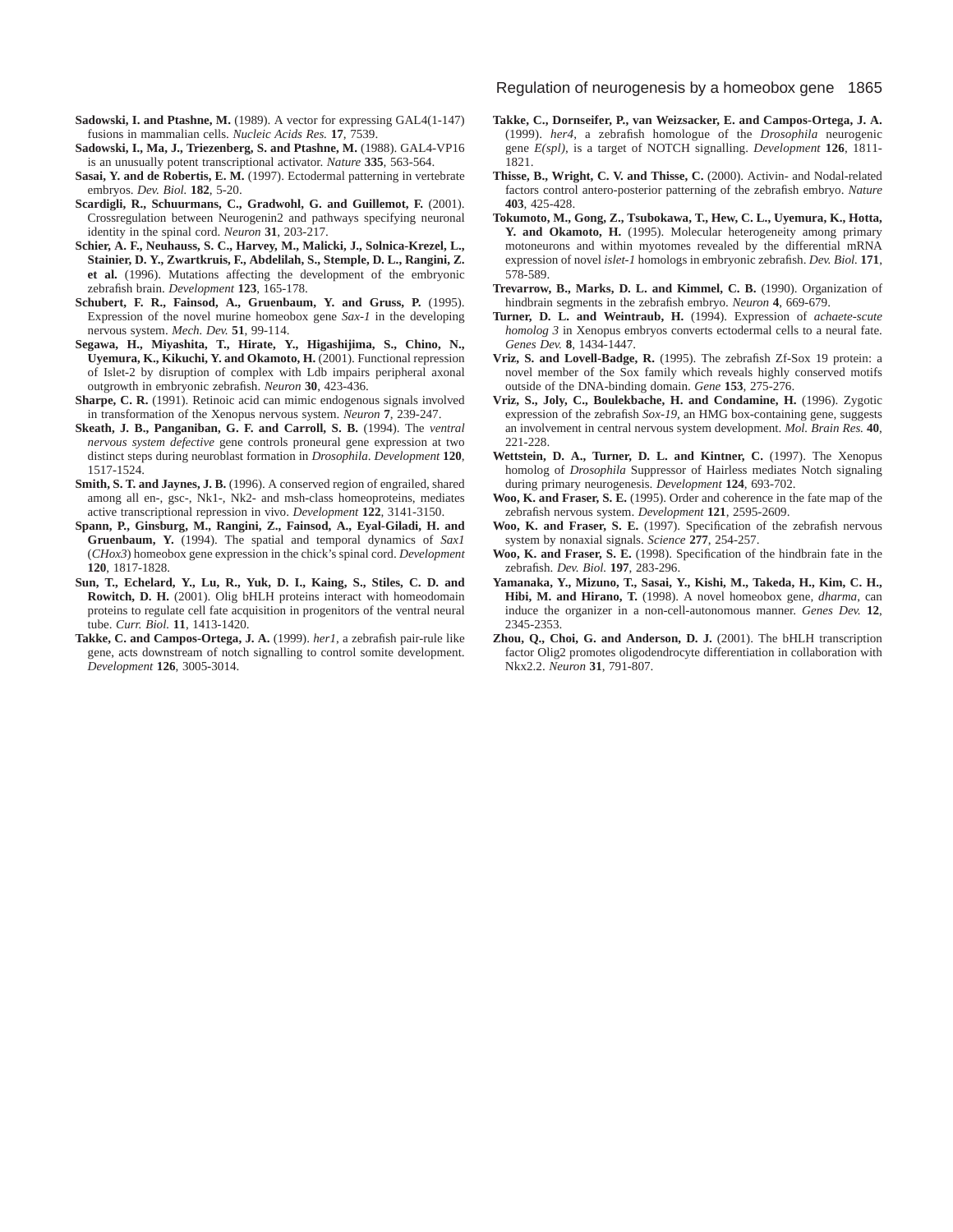**Sadowski, I. and Ptashne, M.** (1989). A vector for expressing GAL4(1-147) fusions in mammalian cells. *Nucleic Acids Res.* **17**, 7539.

**Sadowski, I., Ma, J., Triezenberg, S. and Ptashne, M.** (1988). GAL4-VP16 is an unusually potent transcriptional activator. *Nature* **335**, 563-564.

**Sasai, Y. and de Robertis, E. M.** (1997). Ectodermal patterning in vertebrate embryos. *Dev. Biol.* **182**, 5-20.

**Scardigli, R., Schuurmans, C., Gradwohl, G. and Guillemot, F.** (2001). Crossregulation between Neurogenin2 and pathways specifying neuronal identity in the spinal cord. *Neuron* **31**, 203-217.

**Schier, A. F., Neuhauss, S. C., Harvey, M., Malicki, J., Solnica-Krezel, L., Stainier, D. Y., Zwartkruis, F., Abdelilah, S., Stemple, D. L., Rangini, Z. et al.** (1996). Mutations affecting the development of the embryonic zebrafish brain. *Development* **123**, 165-178.

**Schubert, F. R., Fainsod, A., Gruenbaum, Y. and Gruss, P.** (1995). Expression of the novel murine homeobox gene *Sax-1* in the developing nervous system. *Mech. Dev.* **51**, 99-114.

**Segawa, H., Miyashita, T., Hirate, Y., Higashijima, S., Chino, N., Uyemura, K., Kikuchi, Y. and Okamoto, H.** (2001). Functional repression of Islet-2 by disruption of complex with Ldb impairs peripheral axonal outgrowth in embryonic zebrafish. *Neuron* **30**, 423-436.

**Sharpe, C. R.** (1991). Retinoic acid can mimic endogenous signals involved in transformation of the Xenopus nervous system. *Neuron* **7**, 239-247.

**Skeath, J. B., Panganiban, G. F. and Carroll, S. B.** (1994). The *ventral nervous system defective* gene controls proneural gene expression at two distinct steps during neuroblast formation in *Drosophila*. *Development* **120**, 1517-1524.

**Smith, S. T. and Jaynes, J. B.** (1996). A conserved region of engrailed, shared among all en-, gsc-, Nk1-, Nk2- and msh-class homeoproteins, mediates active transcriptional repression in vivo. *Development* **122**, 3141-3150.

**Spann, P., Ginsburg, M., Rangini, Z., Fainsod, A., Eyal-Giladi, H. and Gruenbaum, Y.** (1994). The spatial and temporal dynamics of *Sax1* (*CHox3*) homeobox gene expression in the chick's spinal cord. *Development* **120**, 1817-1828.

**Sun, T., Echelard, Y., Lu, R., Yuk, D. I., Kaing, S., Stiles, C. D. and Rowitch, D. H.** (2001). Olig bHLH proteins interact with homeodomain proteins to regulate cell fate acquisition in progenitors of the ventral neural tube. *Curr. Biol.* **11**, 1413-1420.

**Takke, C. and Campos-Ortega, J. A.** (1999). *her1*, a zebrafish pair-rule like gene, acts downstream of notch signalling to control somite development. *Development* **126**, 3005-3014.

**Takke, C., Dornseifer, P., van Weizsacker, E. and Campos-Ortega, J. A.** (1999). *her4*, a zebrafish homologue of the *Drosophila* neurogenic gene *E(spl)*, is a target of NOTCH signalling. *Development* **126**, 1811-1821.

**Thisse, B., Wright, C. V. and Thisse, C.** (2000). Activin- and Nodal-related factors control antero-posterior patterning of the zebrafish embryo. *Nature* **403**, 425-428.

**Tokumoto, M., Gong, Z., Tsubokawa, T., Hew, C. L., Uyemura, K., Hotta, Y. and Okamoto, H.** (1995). Molecular heterogeneity among primary motoneurons and within myotomes revealed by the differential mRNA expression of novel *islet-1* homologs in embryonic zebrafish. *Dev. Biol.* **171**, 578-589.

**Trevarrow, B., Marks, D. L. and Kimmel, C. B.** (1990). Organization of hindbrain segments in the zebrafish embryo. *Neuron* **4**, 669-679.

**Turner, D. L. and Weintraub, H.** (1994). Expression of *achaete-scute homolog 3* in Xenopus embryos converts ectodermal cells to a neural fate. *Genes Dev.* **8**, 1434-1447.

**Vriz, S. and Lovell-Badge, R.** (1995). The zebrafish Zf-Sox 19 protein: a novel member of the Sox family which reveals highly conserved motifs outside of the DNA-binding domain. *Gene* **153**, 275-276.

**Vriz, S., Joly, C., Boulekbache, H. and Condamine, H.** (1996). Zygotic expression of the zebrafish *Sox-19*, an HMG box-containing gene, suggests an involvement in central nervous system development. *Mol. Brain Res.* **40**, 221-228.

**Wettstein, D. A., Turner, D. L. and Kintner, C.** (1997). The Xenopus homolog of *Drosophila* Suppressor of Hairless mediates Notch signaling during primary neurogenesis. *Development* **124**, 693-702.

**Woo, K. and Fraser, S. E.** (1995). Order and coherence in the fate map of the zebrafish nervous system. *Development* **121**, 2595-2609.

**Woo, K. and Fraser, S. E.** (1997). Specification of the zebrafish nervous system by nonaxial signals. *Science* **277**, 254-257.

**Woo, K. and Fraser, S. E.** (1998). Specification of the hindbrain fate in the zebrafish. *Dev. Biol.* **197**, 283-296.

**Yamanaka, Y., Mizuno, T., Sasai, Y., Kishi, M., Takeda, H., Kim, C. H., Hibi, M. and Hirano, T.** (1998). A novel homeobox gene, *dharma*, can induce the organizer in a non-cell-autonomous manner. *Genes Dev.* **12**, 2345-2353.

**Zhou, Q., Choi, G. and Anderson, D. J.** (2001). The bHLH transcription factor Olig2 promotes oligodendrocyte differentiation in collaboration with Nkx2.2. *Neuron* **31**, 791-807.